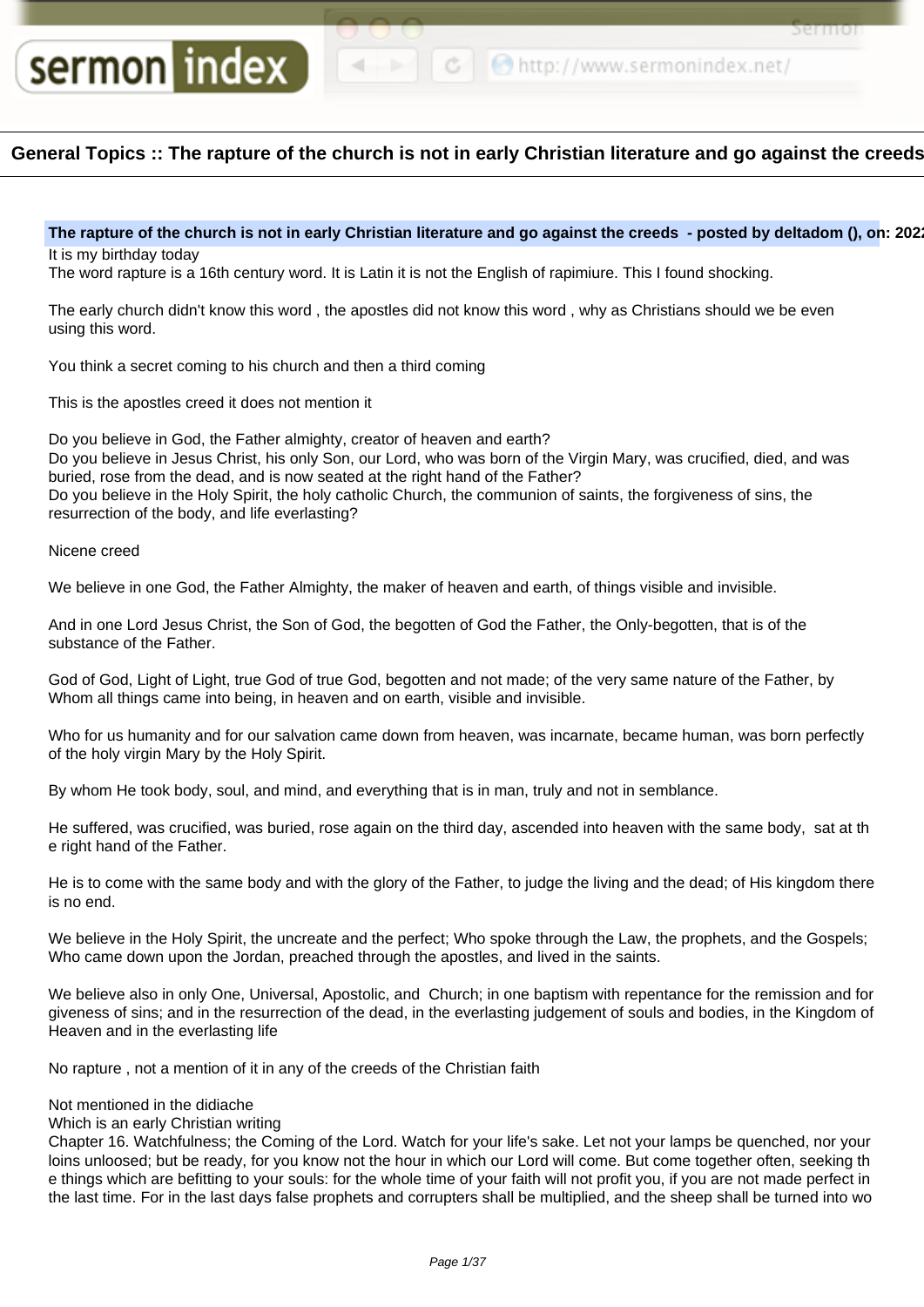# General Topics :: The rapture of the church is not in early Christian literature and go against the creeds

**The rapture of the church is not in early Christian literature and go against the creeds - posted by deltadom (), on: 2022**

It is my birthday today
The word rapture is a 16th century word. It is Latin it is not the English of rapimiure. This I found shocking.

The early church didn't know this word , the apostles did not know this word , why as Christians should we be even using this word.

You think a secret coming to his church and then a third coming

This is the apostles creed it does not mention it

Do you believe in God, the Father almighty, creator of heaven and earth?
Do you believe in Jesus Christ, his only Son, our Lord, who was born of the Virgin Mary, was crucified, died, and was buried, rose from the dead, and is now seated at the right hand of the Father?
Do you believe in the Holy Spirit, the holy catholic Church, the communion of saints, the forgiveness of sins, the resurrection of the body, and life everlasting?

Nicene creed

We believe in one God, the Father Almighty, the maker of heaven and earth, of things visible and invisible.

And in one Lord Jesus Christ, the Son of God, the begotten of God the Father, the Only-begotten, that is of the substance of the Father.

God of God, Light of Light, true God of true God, begotten and not made; of the very same nature of the Father, by Whom all things came into being, in heaven and on earth, visible and invisible.

Who for us humanity and for our salvation came down from heaven, was incarnate, became human, was born perfectly of the holy virgin Mary by the Holy Spirit.

By whom He took body, soul, and mind, and everything that is in man, truly and not in semblance.

He suffered, was crucified, was buried, rose again on the third day, ascended into heaven with the same body, sat at the right hand of the Father.

He is to come with the same body and with the glory of the Father, to judge the living and the dead; of His kingdom there is no end.

We believe in the Holy Spirit, the uncreate and the perfect; Who spoke through the Law, the prophets, and the Gospels; Who came down upon the Jordan, preached through the apostles, and lived in the saints.

We believe also in only One, Universal, Apostolic, and Church; in one baptism with repentance for the remission and forgiveness of sins; and in the resurrection of the dead, in the everlasting judgement of souls and bodies, in the Kingdom of Heaven and in the everlasting life

No rapture , not a mention of it in any of the creeds of the Christian faith

Not mentioned in the didiache
Which is an early Christian writing
Chapter 16. Watchfulness; the Coming of the Lord. Watch for your life's sake. Let not your lamps be quenched, nor your loins unloosed; but be ready, for you know not the hour in which our Lord will come. But come together often, seeking the things which are befitting to your souls: for the whole time of your faith will not profit you, if you are not made perfect in the last time. For in the last days false prophets and corrupters shall be multiplied, and the sheep shall be turned into wo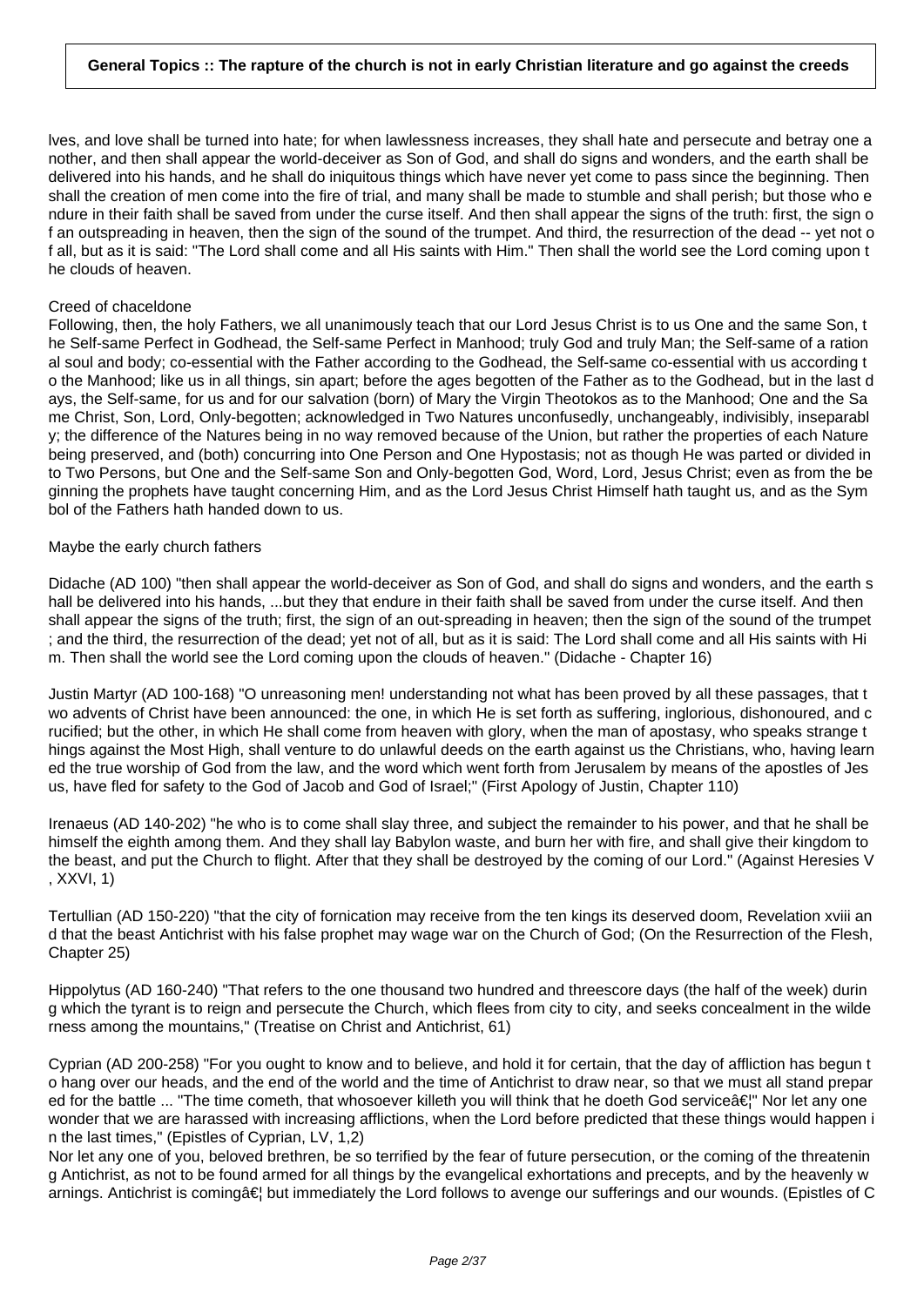lves, and love shall be turned into hate; for when lawlessness increases, they shall hate and persecute and betray one another, and then shall appear the world-deceiver as Son of God, and shall do signs and wonders, and the earth shall be delivered into his hands, and he shall do iniquitous things which have never yet come to pass since the beginning. Then shall the creation of men come into the fire of trial, and many shall be made to stumble and shall perish; but those who endure in their faith shall be saved from under the curse itself. And then shall appear the signs of the truth: first, the sign of an outspreading in heaven, then the sign of the sound of the trumpet. And third, the resurrection of the dead -- yet not of all, but as it is said: "The Lord shall come and all His saints with Him." Then shall the world see the Lord coming upon the clouds of heaven.

Creed of chaceldone

Following, then, the holy Fathers, we all unanimously teach that our Lord Jesus Christ is to us One and the same Son, the Self-same Perfect in Godhead, the Self-same Perfect in Manhood; truly God and truly Man; the Self-same of a rational soul and body; co-essential with the Father according to the Godhead, the Self-same co-essential with us according to the Manhood; like us in all things, sin apart; before the ages begotten of the Father as to the Godhead, but in the last days, the Self-same, for us and for our salvation (born) of Mary the Virgin Theotokos as to the Manhood; One and the Same Christ, Son, Lord, Only-begotten; acknowledged in Two Natures unconfusedly, unchangeably, indivisibly, inseparably; the difference of the Natures being in no way removed because of the Union, but rather the properties of each Nature being preserved, and (both) concurring into One Person and One Hypostasis; not as though He was parted or divided into Two Persons, but One and the Self-same Son and Only-begotten God, Word, Lord, Jesus Christ; even as from the beginning the prophets have taught concerning Him, and as the Lord Jesus Christ Himself hath taught us, and as the Symbol of the Fathers hath handed down to us.

Maybe the early church fathers

Didache (AD 100) "then shall appear the world-deceiver as Son of God, and shall do signs and wonders, and the earth shall be delivered into his hands, ...but they that endure in their faith shall be saved from under the curse itself. And then shall appear the signs of the truth; first, the sign of an out-spreading in heaven; then the sign of the sound of the trumpet; and the third, the resurrection of the dead; yet not of all, but as it is said: The Lord shall come and all His saints with Him. Then shall the world see the Lord coming upon the clouds of heaven." (Didache - Chapter 16)

Justin Martyr (AD 100-168) "O unreasoning men! understanding not what has been proved by all these passages, that two advents of Christ have been announced: the one, in which He is set forth as suffering, inglorious, dishonoured, and crucified; but the other, in which He shall come from heaven with glory, when the man of apostasy, who speaks strange things against the Most High, shall venture to do unlawful deeds on the earth against us the Christians, who, having learned the true worship of God from the law, and the word which went forth from Jerusalem by means of the apostles of Jesus, have fled for safety to the God of Jacob and God of Israel;" (First Apology of Justin, Chapter 110)

Irenaeus (AD 140-202) "he who is to come shall slay three, and subject the remainder to his power, and that he shall be himself the eighth among them. And they shall lay Babylon waste, and burn her with fire, and shall give their kingdom to the beast, and put the Church to flight. After that they shall be destroyed by the coming of our Lord." (Against Heresies V, XXVI, 1)

Tertullian (AD 150-220) "that the city of fornication may receive from the ten kings its deserved doom, Revelation xviii and that the beast Antichrist with his false prophet may wage war on the Church of God; (On the Resurrection of the Flesh, Chapter 25)

Hippolytus (AD 160-240) "That refers to the one thousand two hundred and threescore days (the half of the week) during which the tyrant is to reign and persecute the Church, which flees from city to city, and seeks concealment in the wilderness among the mountains," (Treatise on Christ and Antichrist, 61)

Cyprian (AD 200-258) "For you ought to know and to believe, and hold it for certain, that the day of affliction has begun to hang over our heads, and the end of the world and the time of Antichrist to draw near, so that we must all stand prepared for the battle ... "The time cometh, that whosoever killeth you will think that he doeth God serviceâ€¦" Nor let any one wonder that we are harassed with increasing afflictions, when the Lord before predicted that these things would happen in the last times," (Epistles of Cyprian, LV, 1,2)

Nor let any one of you, beloved brethren, be so terrified by the fear of future persecution, or the coming of the threatening Antichrist, as not to be found armed for all things by the evangelical exhortations and precepts, and by the heavenly warnings. Antichrist is comingâ€¦ but immediately the Lord follows to avenge our sufferings and our wounds. (Epistles of C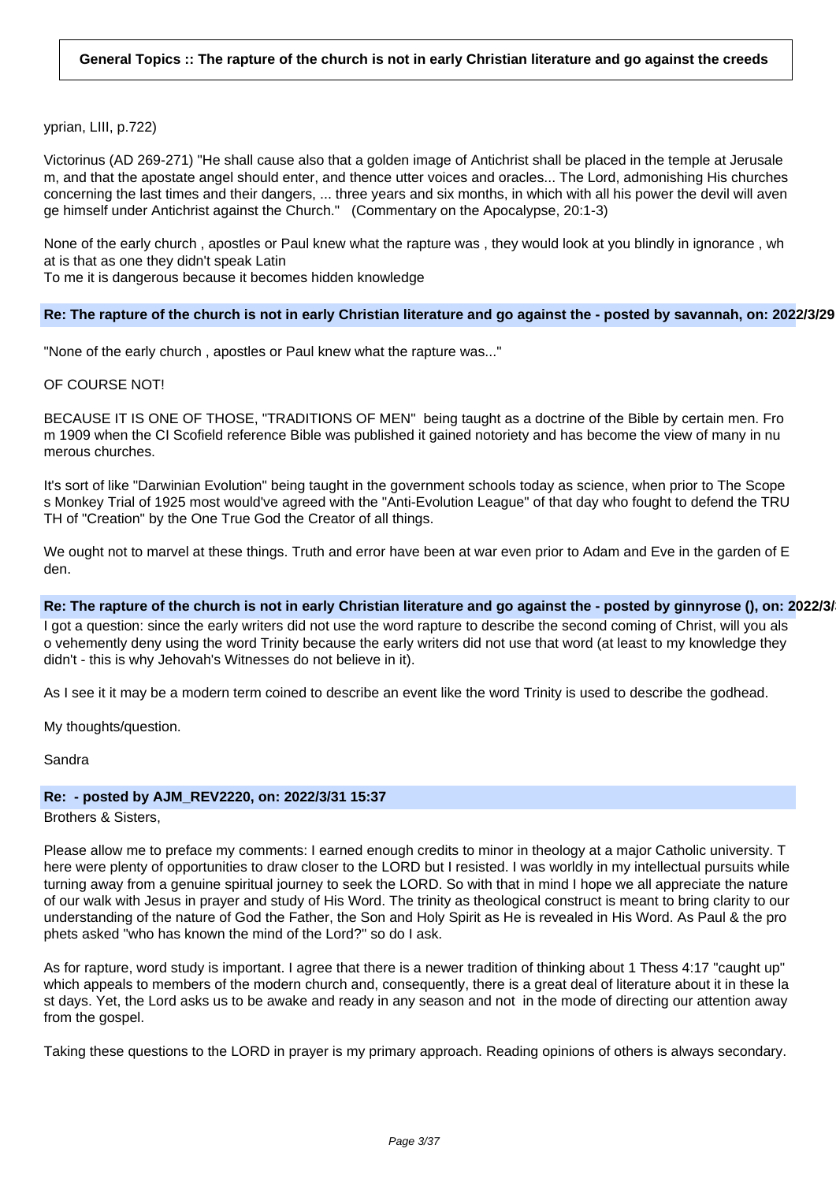yprian, LIII, p.722)

Victorinus (AD 269-271) "He shall cause also that a golden image of Antichrist shall be placed in the temple at Jerusalem, and that the apostate angel should enter, and thence utter voices and oracles... The Lord, admonishing His churches concerning the last times and their dangers, ... three years and six months, in which with all his power the devil will avenge himself under Antichrist against the Church."   (Commentary on the Apocalypse, 20:1-3)

None of the early church , apostles or Paul knew what the rapture was , they would look at you blindly in ignorance , what is that as one they didn't speak Latin
To me it is dangerous because it becomes hidden knowledge

### Re: The rapture of the church is not in early Christian literature and go against the - posted by savannah, on: 2022/3/29

"None of the early church , apostles or Paul knew what the rapture was..."

OF COURSE NOT!

BECAUSE IT IS ONE OF THOSE, "TRADITIONS OF MEN"  being taught as a doctrine of the Bible by certain men. From 1909 when the CI Scofield reference Bible was published it gained notoriety and has become the view of many in numerous churches.

It's sort of like "Darwinian Evolution" being taught in the government schools today as science, when prior to The Scopes Monkey Trial of 1925 most would've agreed with the "Anti-Evolution League" of that day who fought to defend the TRUTH of "Creation" by the One True God the Creator of all things.

We ought not to marvel at these things. Truth and error have been at war even prior to Adam and Eve in the garden of Eden.

### Re: The rapture of the church is not in early Christian literature and go against the - posted by ginnyrose (), on: 2022/3/

I got a question: since the early writers did not use the word rapture to describe the second coming of Christ, will you also vehemently deny using the word Trinity because the early writers did not use that word (at least to my knowledge they didn't - this is why Jehovah's Witnesses do not believe in it).

As I see it it may be a modern term coined to describe an event like the word Trinity is used to describe the godhead.

My thoughts/question.

Sandra

### Re: - posted by AJM_REV2220, on: 2022/3/31 15:37

Brothers & Sisters,

Please allow me to preface my comments: I earned enough credits to minor in theology at a major Catholic university. There were plenty of opportunities to draw closer to the LORD but I resisted. I was worldly in my intellectual pursuits while turning away from a genuine spiritual journey to seek the LORD. So with that in mind I hope we all appreciate the nature of our walk with Jesus in prayer and study of His Word. The trinity as theological construct is meant to bring clarity to our understanding of the nature of God the Father, the Son and Holy Spirit as He is revealed in His Word. As Paul & the prophets asked "who has known the mind of the Lord?" so do I ask.

As for rapture, word study is important. I agree that there is a newer tradition of thinking about 1 Thess 4:17 "caught up" which appeals to members of the modern church and, consequently, there is a great deal of literature about it in these last days. Yet, the Lord asks us to be awake and ready in any season and not  in the mode of directing our attention away from the gospel.

Taking these questions to the LORD in prayer is my primary approach. Reading opinions of others is always secondary.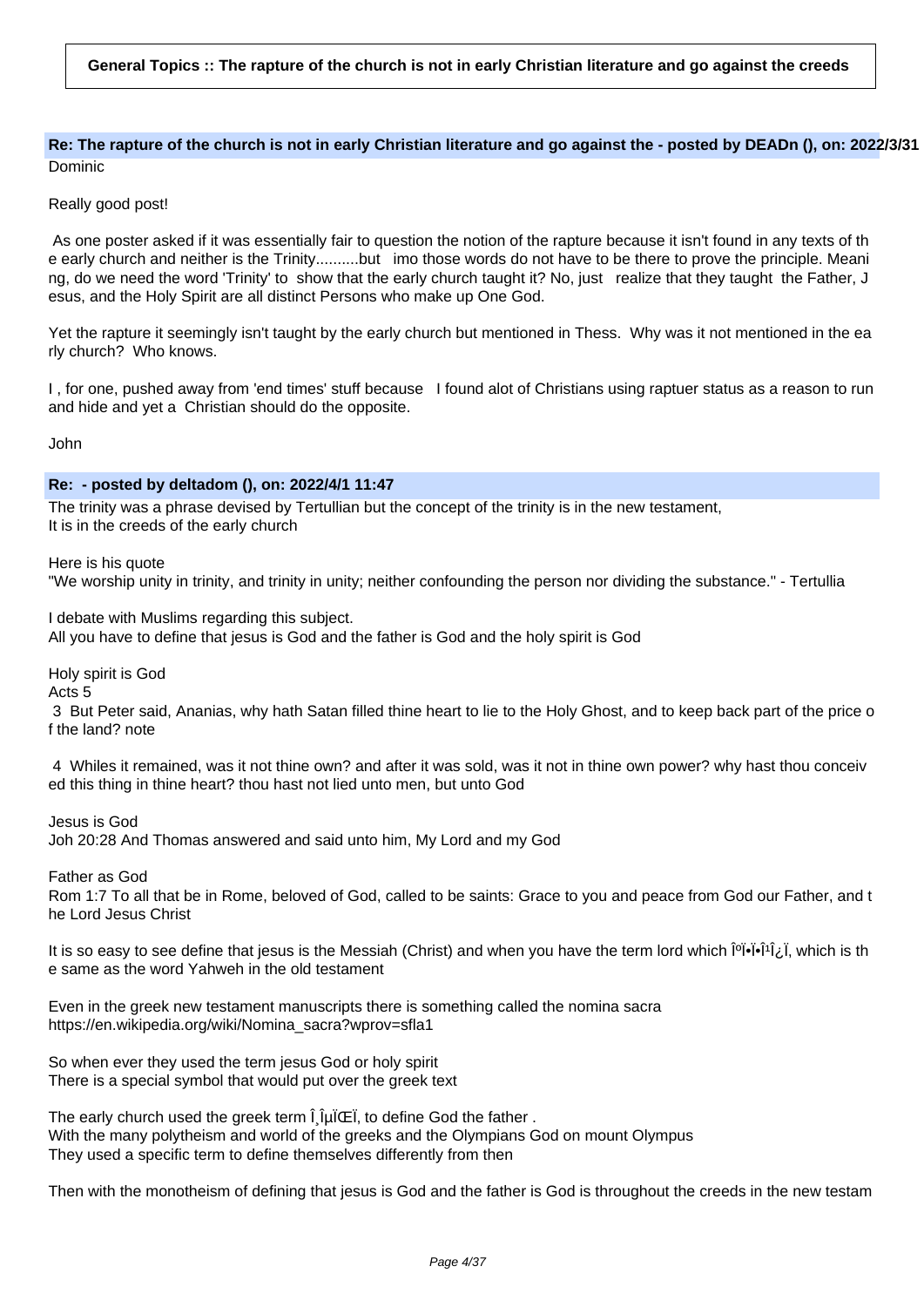**General Topics :: The rapture of the church is not in early Christian literature and go against the creeds**

**Re: The rapture of the church is not in early Christian literature and go against the - posted by DEADn (), on: 2022/3/31**

Dominic

Really good post!

As one poster asked if it was essentially fair to question the notion of the rapture because it isn't found in any texts of the early church and neither is the Trinity..........but imo those words do not have to be there to prove the principle. Meaning, do we need the word 'Trinity' to show that the early church taught it? No, just realize that they taught the Father, Jesus, and the Holy Spirit are all distinct Persons who make up One God.

Yet the rapture it seemingly isn't taught by the early church but mentioned in Thess. Why was it not mentioned in the early church? Who knows.

I , for one, pushed away from 'end times' stuff because I found alot of Christians using raptuer status as a reason to run and hide and yet a Christian should do the opposite.

John

**Re: - posted by deltadom (), on: 2022/4/1 11:47**

The trinity was a phrase devised by Tertullian but the concept of the trinity is in the new testament,
It is in the creeds of the early church

Here is his quote
"We worship unity in trinity, and trinity in unity; neither confounding the person nor dividing the substance." - Tertullia

I debate with Muslims regarding this subject.
All you have to define that jesus is God and the father is God and the holy spirit is God

Holy spirit is God
Acts 5
3 But Peter said, Ananias, why hath Satan filled thine heart to lie to the Holy Ghost, and to keep back part of the price of the land? note

4 Whiles it remained, was it not thine own? and after it was sold, was it not in thine own power? why hast thou conceived this thing in thine heart? thou hast not lied unto men, but unto God

Jesus is God
Joh 20:28 And Thomas answered and said unto him, My Lord and my God

Father as God
Rom 1:7 To all that be in Rome, beloved of God, called to be saints: Grace to you and peace from God our Father, and the Lord Jesus Christ

It is so easy to see define that jesus is the Messiah (Christ) and when you have the term lord which Îºï•ï•Î¹Î¿ï, which is the same as the word Yahweh in the old testament

Even in the greek new testament manuscripts there is something called the nomina sacra
https://en.wikipedia.org/wiki/Nomina_sacra?wprov=sfla1

So when ever they used the term jesus God or holy spirit
There is a special symbol that would put over the greek text

The early church used the greek term Î¸ÎµÏŒÏ, to define God the father .
With the many polytheism and world of the greeks and the Olympians God on mount Olympus
They used a specific term to define themselves differently from then

Then with the monotheism of defining that jesus is God and the father is God is throughout the creeds in the new testam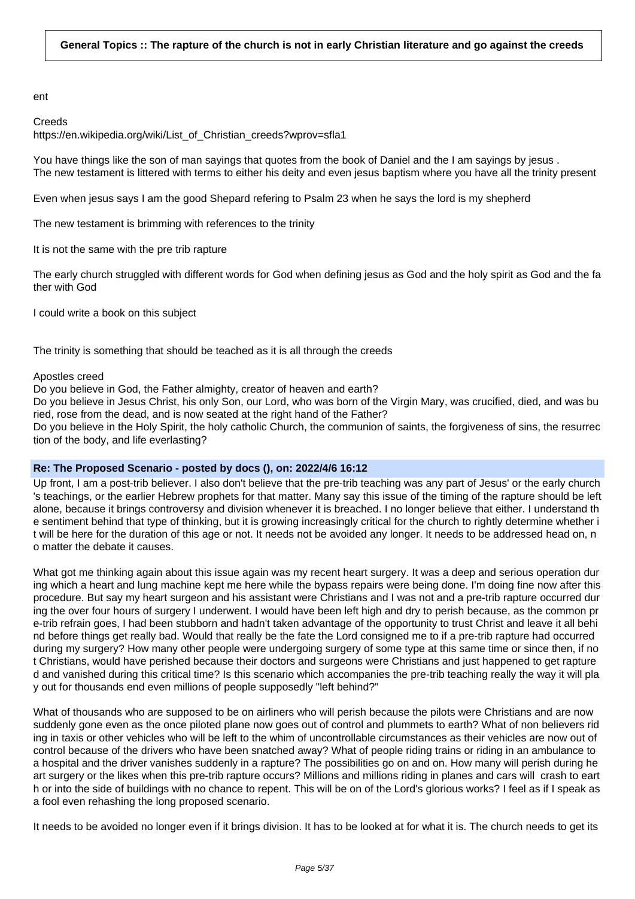**General Topics :: The rapture of the church is not in early Christian literature and go against the creeds**

ent

Creeds
https://en.wikipedia.org/wiki/List_of_Christian_creeds?wprov=sfla1

You have things like the son of man sayings that quotes from the book of Daniel and the I am sayings by jesus .
The new testament is littered with terms to either his deity and even jesus baptism where you have all the trinity present

Even when jesus says I am the good Shepard refering to Psalm 23 when he says the lord is my shepherd

The new testament is brimming with references to the trinity

It is not the same with the pre trib rapture

The early church struggled with different words for God when defining jesus as God and the holy spirit as God and the father with God

I could write a book on this subject

The trinity is something that should be teached as it is all through the creeds

Apostles creed
Do you believe in God, the Father almighty, creator of heaven and earth?
Do you believe in Jesus Christ, his only Son, our Lord, who was born of the Virgin Mary, was crucified, died, and was buried, rose from the dead, and is now seated at the right hand of the Father?
Do you believe in the Holy Spirit, the holy catholic Church, the communion of saints, the forgiveness of sins, the resurrection of the body, and life everlasting?

**Re: The Proposed Scenario - posted by docs (), on: 2022/4/6 16:12**

Up front, I am a post-trib believer. I also don't believe that the pre-trib teaching was any part of Jesus' or the early church's teachings, or the earlier Hebrew prophets for that matter. Many say this issue of the timing of the rapture should be left alone, because it brings controversy and division whenever it is breached. I no longer believe that either. I understand the sentiment behind that type of thinking, but it is growing increasingly critical for the church to rightly determine whether it will be here for the duration of this age or not. It needs not be avoided any longer. It needs to be addressed head on, no matter the debate it causes.

What got me thinking again about this issue again was my recent heart surgery. It was a deep and serious operation during which a heart and lung machine kept me here while the bypass repairs were being done. I'm doing fine now after this procedure. But say my heart surgeon and his assistant were Christians and I was not and a pre-trib rapture occurred during the over four hours of surgery I underwent. I would have been left high and dry to perish because, as the common pre-trib refrain goes, I had been stubborn and hadn't taken advantage of the opportunity to trust Christ and leave it all behind before things get really bad. Would that really be the fate the Lord consigned me to if a pre-trib rapture had occurred during my surgery? How many other people were undergoing surgery of some type at this same time or since then, if not Christians, would have perished because their doctors and surgeons were Christians and just happened to get raptured and vanished during this critical time? Is this scenario which accompanies the pre-trib teaching really the way it will play out for thousands end even millions of people supposedly "left behind?"

What of thousands who are supposed to be on airliners who will perish because the pilots were Christians and are now suddenly gone even as the once piloted plane now goes out of control and plummets to earth? What of non believers riding in taxis or other vehicles who will be left to the whim of uncontrollable circumstances as their vehicles are now out of control because of the drivers who have been snatched away? What of people riding trains or riding in an ambulance to a hospital and the driver vanishes suddenly in a rapture? The possibilities go on and on. How many will perish during heart surgery or the likes when this pre-trib rapture occurs? Millions and millions riding in planes and cars will crash to earth or into the side of buildings with no chance to repent. This will be on of the Lord's glorious works? I feel as if I speak as a fool even rehashing the long proposed scenario.

It needs to be avoided no longer even if it brings division. It has to be looked at for what it is. The church needs to get its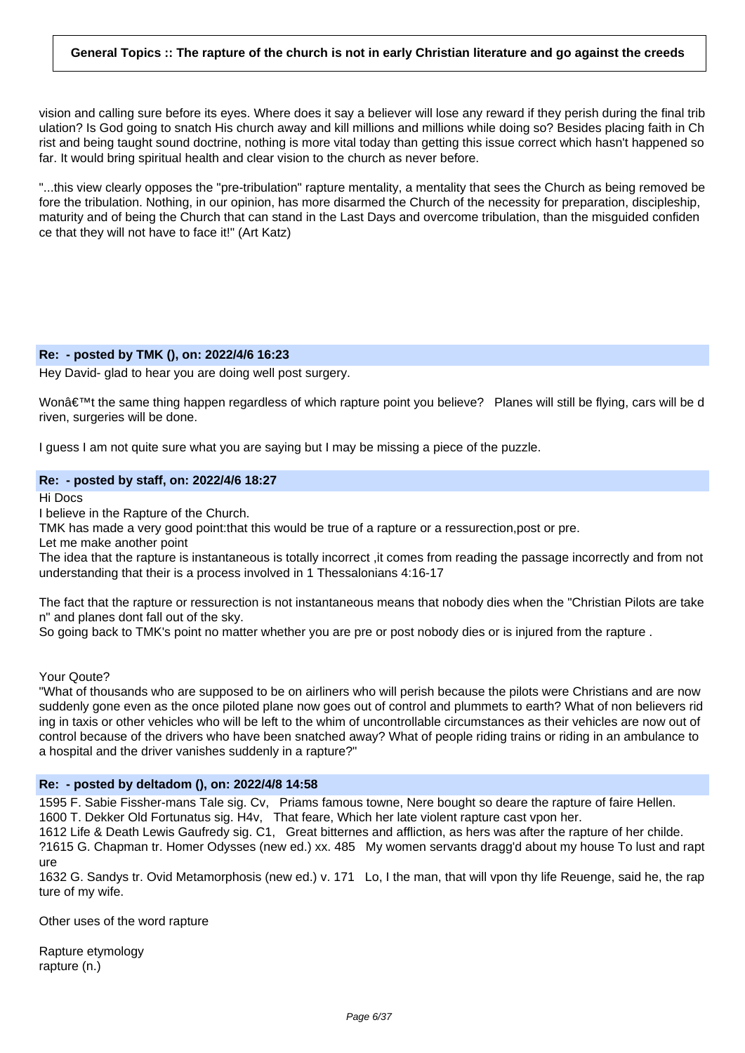vision and calling sure before its eyes. Where does it say a believer will lose any reward if they perish during the final tribulation? Is God going to snatch His church away and kill millions and millions while doing so? Besides placing faith in Christ and being taught sound doctrine, nothing is more vital today than getting this issue correct which hasn't happened so far. It would bring spiritual health and clear vision to the church as never before.

"...this view clearly opposes the "pre-tribulation" rapture mentality, a mentality that sees the Church as being removed before the tribulation. Nothing, in our opinion, has more disarmed the Church of the necessity for preparation, discipleship, maturity and of being the Church that can stand in the Last Days and overcome tribulation, than the misguided confidence that they will not have to face it!" (Art Katz)

### Re: - posted by TMK (), on: 2022/4/6 16:23

Hey David- glad to hear you are doing well post surgery.

Wonâ€™t the same thing happen regardless of which rapture point you believe? Planes will still be flying, cars will be driven, surgeries will be done.

I guess I am not quite sure what you are saying but I may be missing a piece of the puzzle.

### Re: - posted by staff, on: 2022/4/6 18:27

Hi Docs
I believe in the Rapture of the Church.
TMK has made a very good point:that this would be true of a rapture or a ressurection,post or pre.
Let me make another point
The idea that the rapture is instantaneous is totally incorrect ,it comes from reading the passage incorrectly and from not understanding that their is a process involved in 1 Thessalonians 4:16-17

The fact that the rapture or ressurection is not instantaneous means that nobody dies when the "Christian Pilots are taken" and planes dont fall out of the sky.
So going back to TMK's point no matter whether you are pre or post nobody dies or is injured from the rapture .

Your Qoute?
"What of thousands who are supposed to be on airliners who will perish because the pilots were Christians and are now suddenly gone even as the once piloted plane now goes out of control and plummets to earth? What of non believers riding in taxis or other vehicles who will be left to the whim of uncontrollable circumstances as their vehicles are now out of control because of the drivers who have been snatched away? What of people riding trains or riding in an ambulance to a hospital and the driver vanishes suddenly in a rapture?"

### Re: - posted by deltadom (), on: 2022/4/8 14:58

1595 F. Sabie Fissher-mans Tale sig. Cv, Priams famous towne, Nere bought so deare the rapture of faire Hellen.
1600 T. Dekker Old Fortunatus sig. H4v, That feare, Which her late violent rapture cast vpon her.
1612 Life & Death Lewis Gaufredy sig. C1, Great bitternes and affliction, as hers was after the rapture of her childe.
?1615 G. Chapman tr. Homer Odysses (new ed.) xx. 485 My women servants dragg'd about my house To lust and rapture
1632 G. Sandys tr. Ovid Metamorphosis (new ed.) v. 171 Lo, I the man, that will vpon thy life Reuenge, said he, the rapture of my wife.

Other uses of the word rapture

Rapture etymology
rapture (n.)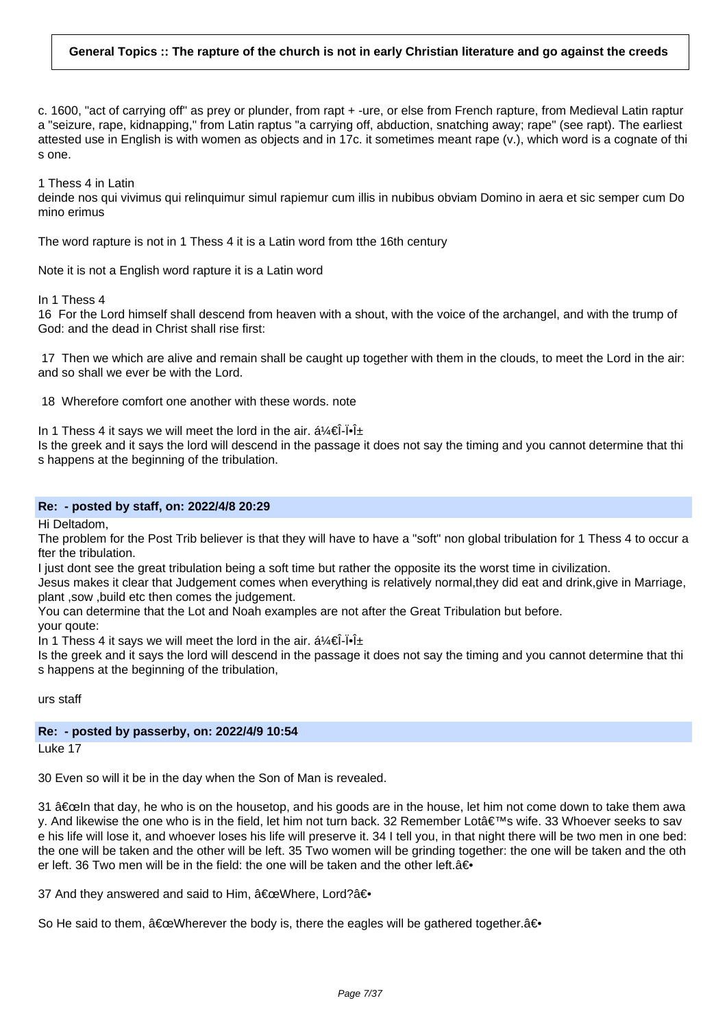**General Topics :: The rapture of the church is not in early Christian literature and go against the creeds**

c. 1600, "act of carrying off" as prey or plunder, from rapt + -ure, or else from French rapture, from Medieval Latin raptura "seizure, rape, kidnapping," from Latin raptus "a carrying off, abduction, snatching away; rape" (see rapt). The earliest attested use in English is with women as objects and in 17c. it sometimes meant rape (v.), which word is a cognate of this one.

1 Thess 4 in Latin
deinde nos qui vivimus qui relinquimur simul rapiemur cum illis in nubibus obviam Domino in aera et sic semper cum Domino erimus

The word rapture is not in 1 Thess 4 it is a Latin word from tthe 16th century

Note it is not a English word rapture it is a Latin word

In 1 Thess 4
16 For the Lord himself shall descend from heaven with a shout, with the voice of the archangel, and with the trump of God: and the dead in Christ shall rise first:

17 Then we which are alive and remain shall be caught up together with them in the clouds, to meet the Lord in the air: and so shall we ever be with the Lord.

18 Wherefore comfort one another with these words. note

In 1 Thess 4 it says we will meet the lord in the air. á¼€Î­Ï•Î±
Is the greek and it says the lord will descend in the passage it does not say the timing and you cannot determine that this happens at the beginning of the tribulation.

**Re: - posted by staff, on: 2022/4/8 20:29**

Hi Deltadom,
The problem for the Post Trib believer is that they will have to have a "soft" non global tribulation for 1 Thess 4 to occur after the tribulation.
I just dont see the great tribulation being a soft time but rather the opposite its the worst time in civilization.
Jesus makes it clear that Judgement comes when everything is relatively normal,they did eat and drink,give in Marriage, plant ,sow ,build etc then comes the judgement.
You can determine that the Lot and Noah examples are not after the Great Tribulation but before.
your qoute:
In 1 Thess 4 it says we will meet the lord in the air. á¼€Î­Ï•Î±
Is the greek and it says the lord will descend in the passage it does not say the timing and you cannot determine that this happens at the beginning of the tribulation,

urs staff

**Re: - posted by passerby, on: 2022/4/9 10:54**

Luke 17

30 Even so will it be in the day when the Son of Man is revealed.

31 â€œIn that day, he who is on the housetop, and his goods are in the house, let him not come down to take them away. And likewise the one who is in the field, let him not turn back. 32 Remember Lotâ€™s wife. 33 Whoever seeks to save his life will lose it, and whoever loses his life will preserve it. 34 I tell you, in that night there will be two men in one bed: the one will be taken and the other will be left. 35 Two women will be grinding together: the one will be taken and the other left. 36 Two men will be in the field: the one will be taken and the other left.â€•

37 And they answered and said to Him, â€œWhere, Lord?â€•

So He said to them, â€œWherever the body is, there the eagles will be gathered together.â€•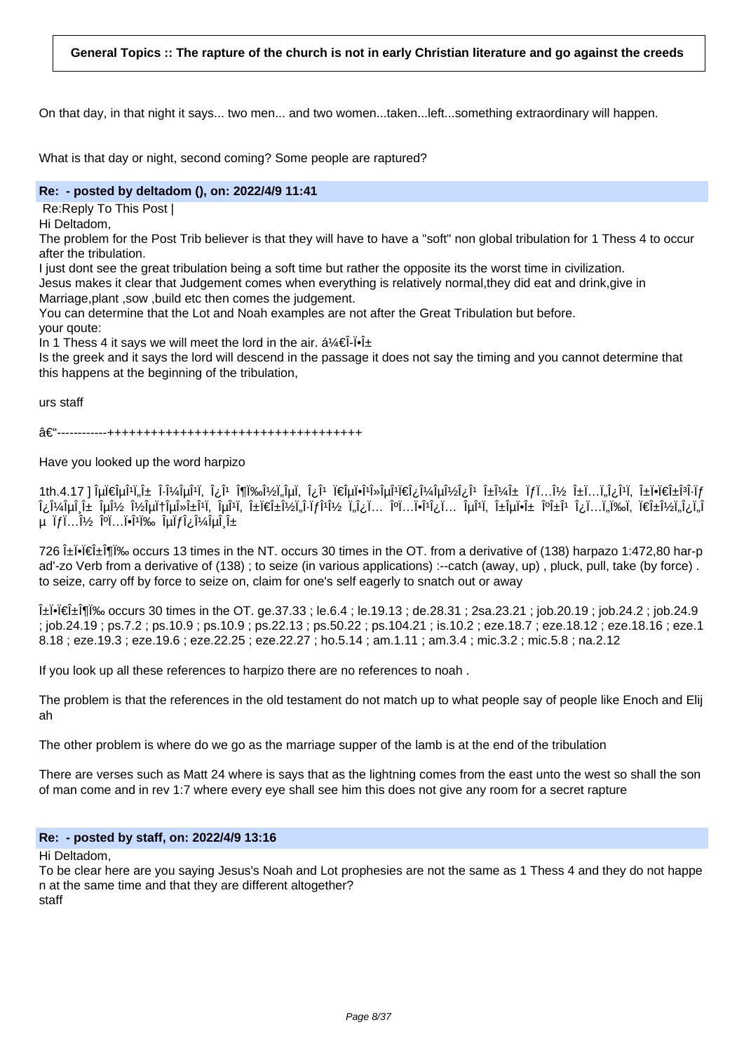**General Topics :: The rapture of the church is not in early Christian literature and go against the creeds**

On that day, in that night it says... two men... and two women...taken...left...something extraordinary will happen.

What is that day or night, second coming? Some people are raptured?

**Re: - posted by deltadom (), on: 2022/4/9 11:41**

Re:Reply To This Post |

Hi Deltadom,

The problem for the Post Trib believer is that they will have to have a "soft" non global tribulation for 1 Thess 4 to occur after the tribulation.

I just dont see the great tribulation being a soft time but rather the opposite its the worst time in civilization.

Jesus makes it clear that Judgement comes when everything is relatively normal,they did eat and drink,give in Marriage,plant ,sow ,build etc then comes the judgement.

You can determine that the Lot and Noah examples are not after the Great Tribulation but before.

your qoute:

In 1 Thess 4 it says we will meet the lord in the air. á¼€Î-Ï•Î±

Is the greek and it says the lord will descend in the passage it does not say the timing and you cannot determine that this happens at the beginning of the tribulation,

urs staff

â€“------------++++++++++++++++++++++++++++++++++++

Have you looked up the word harpizo

1th.4.17 ] ÎµÏ€ÎµÎ¹Ï„Î± Î·Î¼ÎµÎ¹Ï‚ Î¿Î¹ Î¶Ï‰Î½Ï„ÎµÏ‚ Î¿Î¹ Ï€ÎµÏ•Î¹Î»ÎµÎ¹Ï€Î¿Î¼ÎµÎ½Î¿Î¹ Î±Î¼Î± ÏƒÏ…Î½ Î±Ï…Ï„Î¿Î¹Ï‚ Î±Ï•Ï€Î±Î³Î·Ïƒ Î¿Î¼ÎµÎ¸Î± ÎµÎ½ Î½ÎµÏ†ÎµÎ»Î±Î¹Ï‚ ÎµÎ¹Ï‚ Î±Ï€Î±Î½Ï„Î·ÏƒÎ¹Î½ Ï„Î¿Ï… ÎºÏ…Ï•Î¹Î¿Ï… ÎµÎ¹Ï‚ Î±ÎµÏ•Î± ÎºÎ±Î¹ Î¿Ï…Ï„Ï‰Ï‚ Ï€Î±Î½Ï„Î¿Ï„Îµ ÏƒÏ…Î½ ÎºÏ…Ï•Î¹Ï‰ ÎµÏƒÎ¿Î¼ÎµÎ¸Î±

726 Î±Ï•Ï€Î±Î¶Ï‰ occurs 13 times in the NT. occurs 30 times in the OT. from a derivative of (138) harpazo 1:472,80 har-pad'-zo Verb from a derivative of (138) ; to seize (in various applications) :--catch (away, up) , pluck, pull, take (by force) . to seize, carry off by force to seize on, claim for one's self eagerly to snatch out or away

Î±Ï•Ï€Î±Î¶Ï‰ occurs 30 times in the OT. ge.37.33 ; le.6.4 ; le.19.13 ; de.28.31 ; 2sa.23.21 ; job.20.19 ; job.24.2 ; job.24.9 ; job.24.19 ; ps.7.2 ; ps.10.9 ; ps.10.9 ; ps.22.13 ; ps.50.22 ; ps.104.21 ; is.10.2 ; eze.18.7 ; eze.18.12 ; eze.18.16 ; eze.18.18 ; eze.19.3 ; eze.19.6 ; eze.22.25 ; eze.22.27 ; ho.5.14 ; am.1.11 ; am.3.4 ; mic.3.2 ; mic.5.8 ; na.2.12

If you look up all these references to harpizo there are no references to noah .

The problem is that the references in the old testament do not match up to what people say of people like Enoch and Elijah

The other problem is where do we go as the marriage supper of the lamb is at the end of the tribulation

There are verses such as Matt 24 where is says that as the lightning comes from the east unto the west so shall the son of man come and in rev 1:7 where every eye shall see him this does not give any room for a secret rapture

**Re: - posted by staff, on: 2022/4/9 13:16**

Hi Deltadom,

To be clear here are you saying Jesus's Noah and Lot prophesies are not the same as 1 Thess 4 and they do not happen at the same time and that they are different altogether?

staff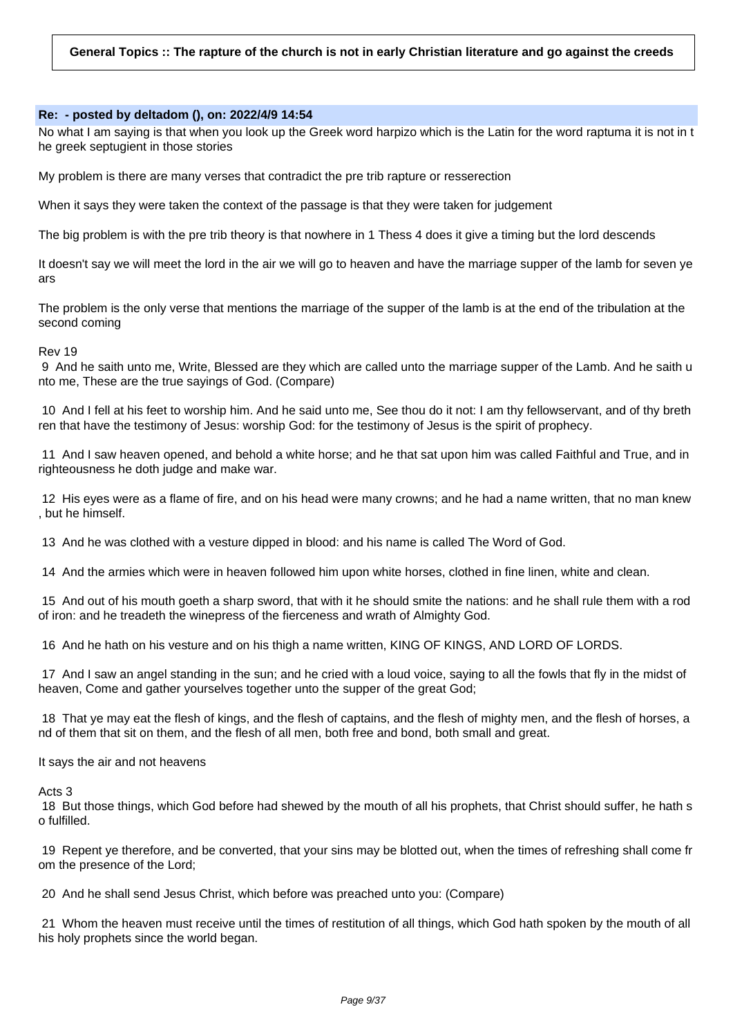**General Topics :: The rapture of the church is not in early Christian literature and go against the creeds**

**Re: - posted by deltadom (), on: 2022/4/9 14:54**

No what I am saying is that when you look up the Greek word harpizo which is the Latin for the word raptuma it is not in the greek septugient in those stories

My problem is there are many verses that contradict the pre trib rapture or resserection

When it says they were taken the context of the passage is that they were taken for judgement

The big problem is with the pre trib theory is that nowhere in 1 Thess 4 does it give a timing but the lord descends

It doesn't say we will meet the lord in the air we will go to heaven and have the marriage supper of the lamb for seven years

The problem is the only verse that mentions the marriage of the supper of the lamb is at the end of the tribulation at the second coming

Rev 19

9 And he saith unto me, Write, Blessed are they which are called unto the marriage supper of the Lamb. And he saith unto me, These are the true sayings of God. (Compare)

10 And I fell at his feet to worship him. And he said unto me, See thou do it not: I am thy fellowservant, and of thy brethren that have the testimony of Jesus: worship God: for the testimony of Jesus is the spirit of prophecy.

11 And I saw heaven opened, and behold a white horse; and he that sat upon him was called Faithful and True, and in righteousness he doth judge and make war.

12 His eyes were as a flame of fire, and on his head were many crowns; and he had a name written, that no man knew, but he himself.

13 And he was clothed with a vesture dipped in blood: and his name is called The Word of God.

14 And the armies which were in heaven followed him upon white horses, clothed in fine linen, white and clean.

15 And out of his mouth goeth a sharp sword, that with it he should smite the nations: and he shall rule them with a rod of iron: and he treadeth the winepress of the fierceness and wrath of Almighty God.

16 And he hath on his vesture and on his thigh a name written, KING OF KINGS, AND LORD OF LORDS.

17 And I saw an angel standing in the sun; and he cried with a loud voice, saying to all the fowls that fly in the midst of heaven, Come and gather yourselves together unto the supper of the great God;

18 That ye may eat the flesh of kings, and the flesh of captains, and the flesh of mighty men, and the flesh of horses, and of them that sit on them, and the flesh of all men, both free and bond, both small and great.

It says the air and not heavens

Acts 3

18 But those things, which God before had shewed by the mouth of all his prophets, that Christ should suffer, he hath so fulfilled.

19 Repent ye therefore, and be converted, that your sins may be blotted out, when the times of refreshing shall come from the presence of the Lord;

20 And he shall send Jesus Christ, which before was preached unto you: (Compare)

21 Whom the heaven must receive until the times of restitution of all things, which God hath spoken by the mouth of all his holy prophets since the world began.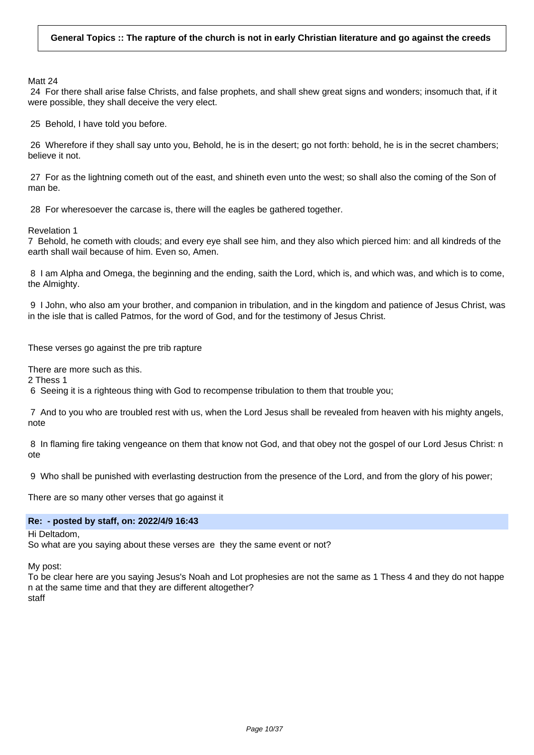**General Topics :: The rapture of the church is not in early Christian literature and go against the creeds**

Matt 24
24 For there shall arise false Christs, and false prophets, and shall shew great signs and wonders; insomuch that, if it were possible, they shall deceive the very elect.

25 Behold, I have told you before.

26 Wherefore if they shall say unto you, Behold, he is in the desert; go not forth: behold, he is in the secret chambers; believe it not.

27 For as the lightning cometh out of the east, and shineth even unto the west; so shall also the coming of the Son of man be.

28 For wheresoever the carcase is, there will the eagles be gathered together.

Revelation 1
7 Behold, he cometh with clouds; and every eye shall see him, and they also which pierced him: and all kindreds of the earth shall wail because of him. Even so, Amen.

8 I am Alpha and Omega, the beginning and the ending, saith the Lord, which is, and which was, and which is to come, the Almighty.

9 I John, who also am your brother, and companion in tribulation, and in the kingdom and patience of Jesus Christ, was in the isle that is called Patmos, for the word of God, and for the testimony of Jesus Christ.

These verses go against the pre trib rapture

There are more such as this.
2 Thess 1
6 Seeing it is a righteous thing with God to recompense tribulation to them that trouble you;

7 And to you who are troubled rest with us, when the Lord Jesus shall be revealed from heaven with his mighty angels, note

8 In flaming fire taking vengeance on them that know not God, and that obey not the gospel of our Lord Jesus Christ: note

9 Who shall be punished with everlasting destruction from the presence of the Lord, and from the glory of his power;

There are so many other verses that go against it

**Re: - posted by staff, on: 2022/4/9 16:43**

Hi Deltadom,
So what are you saying about these verses are they the same event or not?

My post:
To be clear here are you saying Jesus's Noah and Lot prophesies are not the same as 1 Thess 4 and they do not happen at the same time and that they are different altogether?
staff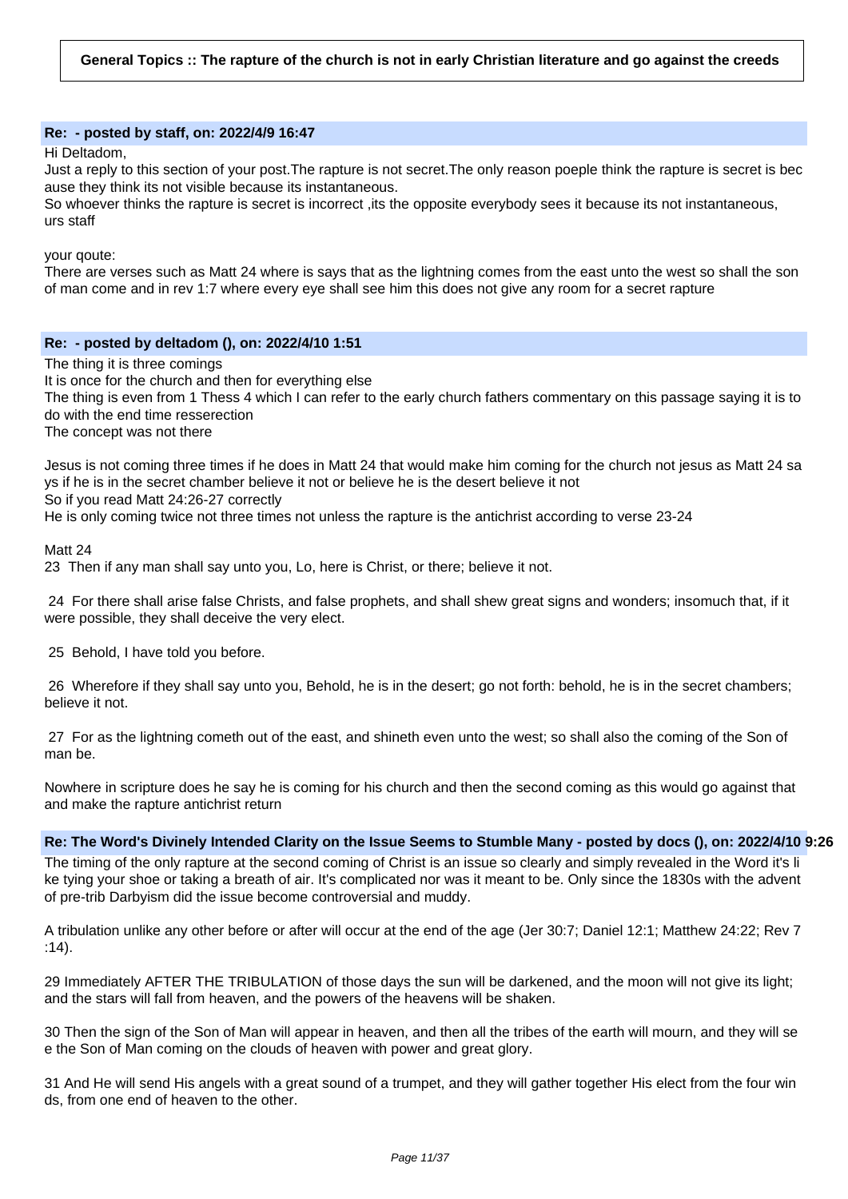**General Topics :: The rapture of the church is not in early Christian literature and go against the creeds**

**Re: - posted by staff, on: 2022/4/9 16:47**

Hi Deltadom,
Just a reply to this section of your post.The rapture is not secret.The only reason poeple think the rapture is secret is because they think its not visible because its instantaneous.
So whoever thinks the rapture is secret is incorrect ,its the opposite everybody sees it because its not instantaneous,
urs staff

your qoute:
There are verses such as Matt 24 where is says that as the lightning comes from the east unto the west so shall the son of man come and in rev 1:7 where every eye shall see him this does not give any room for a secret rapture

**Re: - posted by deltadom (), on: 2022/4/10 1:51**

The thing it is three comings
It is once for the church and then for everything else
The thing is even from 1 Thess 4 which I can refer to the early church fathers commentary on this passage saying it is to do with the end time resserection
The concept was not there

Jesus is not coming three times if he does in Matt 24 that would make him coming for the church not jesus as Matt 24 says if he is in the secret chamber believe it not or believe he is the desert believe it not
So if you read Matt 24:26-27 correctly
He is only coming twice not three times not unless the rapture is the antichrist according to verse 23-24

Matt 24
23 Then if any man shall say unto you, Lo, here is Christ, or there; believe it not.

24 For there shall arise false Christs, and false prophets, and shall shew great signs and wonders; insomuch that, if it were possible, they shall deceive the very elect.

25 Behold, I have told you before.

26 Wherefore if they shall say unto you, Behold, he is in the desert; go not forth: behold, he is in the secret chambers; believe it not.

27 For as the lightning cometh out of the east, and shineth even unto the west; so shall also the coming of the Son of man be.

Nowhere in scripture does he say he is coming for his church and then the second coming as this would go against that and make the rapture antichrist return

**Re: The Word's Divinely Intended Clarity on the Issue Seems to Stumble Many - posted by docs (), on: 2022/4/10 9:26**

The timing of the only rapture at the second coming of Christ is an issue so clearly and simply revealed in the Word it's like tying your shoe or taking a breath of air. It's complicated nor was it meant to be. Only since the 1830s with the advent of pre-trib Darbyism did the issue become controversial and muddy.

A tribulation unlike any other before or after will occur at the end of the age (Jer 30:7; Daniel 12:1; Matthew 24:22; Rev 7:14).

29 Immediately AFTER THE TRIBULATION of those days the sun will be darkened, and the moon will not give its light; and the stars will fall from heaven, and the powers of the heavens will be shaken.

30 Then the sign of the Son of Man will appear in heaven, and then all the tribes of the earth will mourn, and they will see the Son of Man coming on the clouds of heaven with power and great glory.

31 And He will send His angels with a great sound of a trumpet, and they will gather together His elect from the four winds, from one end of heaven to the other.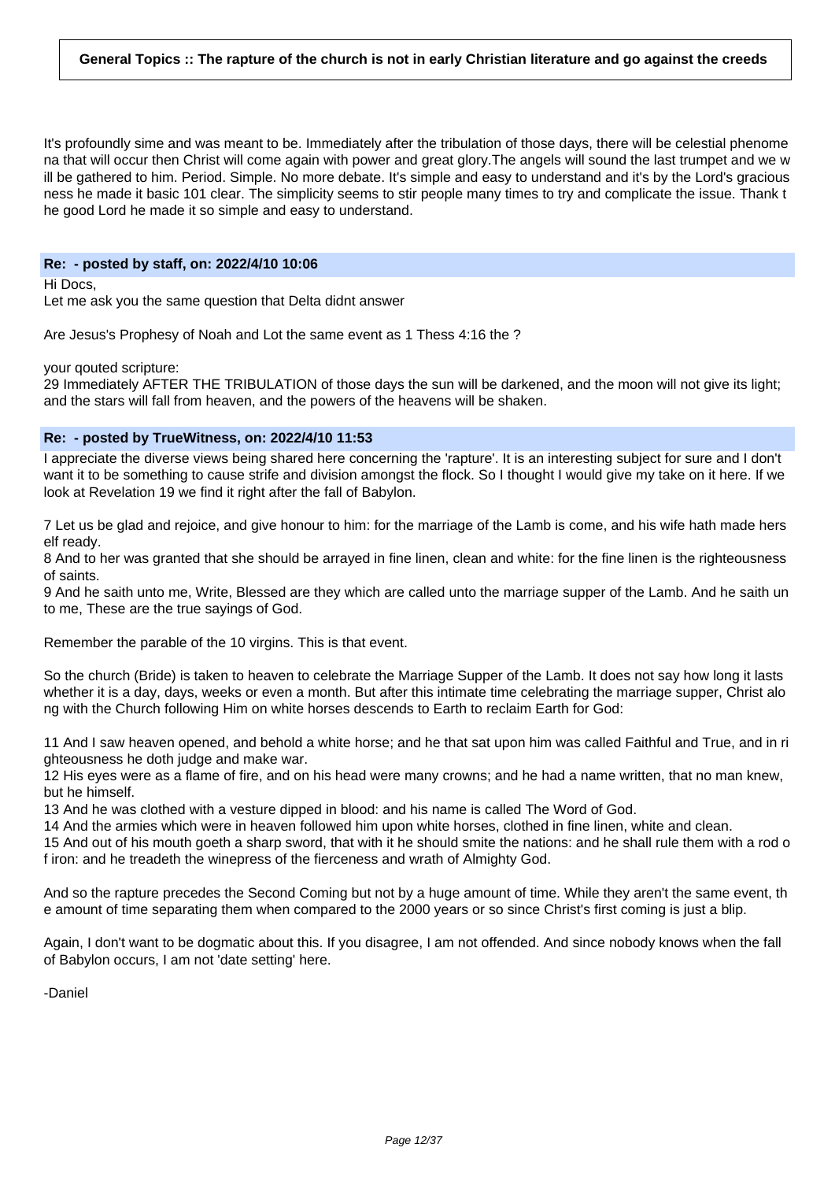**General Topics :: The rapture of the church is not in early Christian literature and go against the creeds**

It's profoundly sime and was meant to be. Immediately after the tribulation of those days, there will be celestial phenomena that will occur then Christ will come again with power and great glory.The angels will sound the last trumpet and we will be gathered to him. Period. Simple. No more debate. It's simple and easy to understand and it's by the Lord's graciousness he made it basic 101 clear. The simplicity seems to stir people many times to try and complicate the issue. Thank the good Lord he made it so simple and easy to understand.

### Re: - posted by staff, on: 2022/4/10 10:06

Hi Docs,
Let me ask you the same question that Delta didnt answer

Are Jesus's Prophesy of Noah and Lot the same event as 1 Thess 4:16 the ?

your qouted scripture:
29 Immediately AFTER THE TRIBULATION of those days the sun will be darkened, and the moon will not give its light; and the stars will fall from heaven, and the powers of the heavens will be shaken.

### Re: - posted by TrueWitness, on: 2022/4/10 11:53

I appreciate the diverse views being shared here concerning the 'rapture'. It is an interesting subject for sure and I don't want it to be something to cause strife and division amongst the flock. So I thought I would give my take on it here. If we look at Revelation 19 we find it right after the fall of Babylon.

7 Let us be glad and rejoice, and give honour to him: for the marriage of the Lamb is come, and his wife hath made herself ready.
8 And to her was granted that she should be arrayed in fine linen, clean and white: for the fine linen is the righteousness of saints.
9 And he saith unto me, Write, Blessed are they which are called unto the marriage supper of the Lamb. And he saith unto me, These are the true sayings of God.

Remember the parable of the 10 virgins. This is that event.

So the church (Bride) is taken to heaven to celebrate the Marriage Supper of the Lamb. It does not say how long it lasts whether it is a day, days, weeks or even a month. But after this intimate time celebrating the marriage supper, Christ along with the Church following Him on white horses descends to Earth to reclaim Earth for God:

11 And I saw heaven opened, and behold a white horse; and he that sat upon him was called Faithful and True, and in righteousness he doth judge and make war.
12 His eyes were as a flame of fire, and on his head were many crowns; and he had a name written, that no man knew, but he himself.
13 And he was clothed with a vesture dipped in blood: and his name is called The Word of God.
14 And the armies which were in heaven followed him upon white horses, clothed in fine linen, white and clean.
15 And out of his mouth goeth a sharp sword, that with it he should smite the nations: and he shall rule them with a rod of iron: and he treadeth the winepress of the fierceness and wrath of Almighty God.

And so the rapture precedes the Second Coming but not by a huge amount of time. While they aren't the same event, the amount of time separating them when compared to the 2000 years or so since Christ's first coming is just a blip.

Again, I don't want to be dogmatic about this. If you disagree, I am not offended. And since nobody knows when the fall of Babylon occurs, I am not 'date setting' here.

-Daniel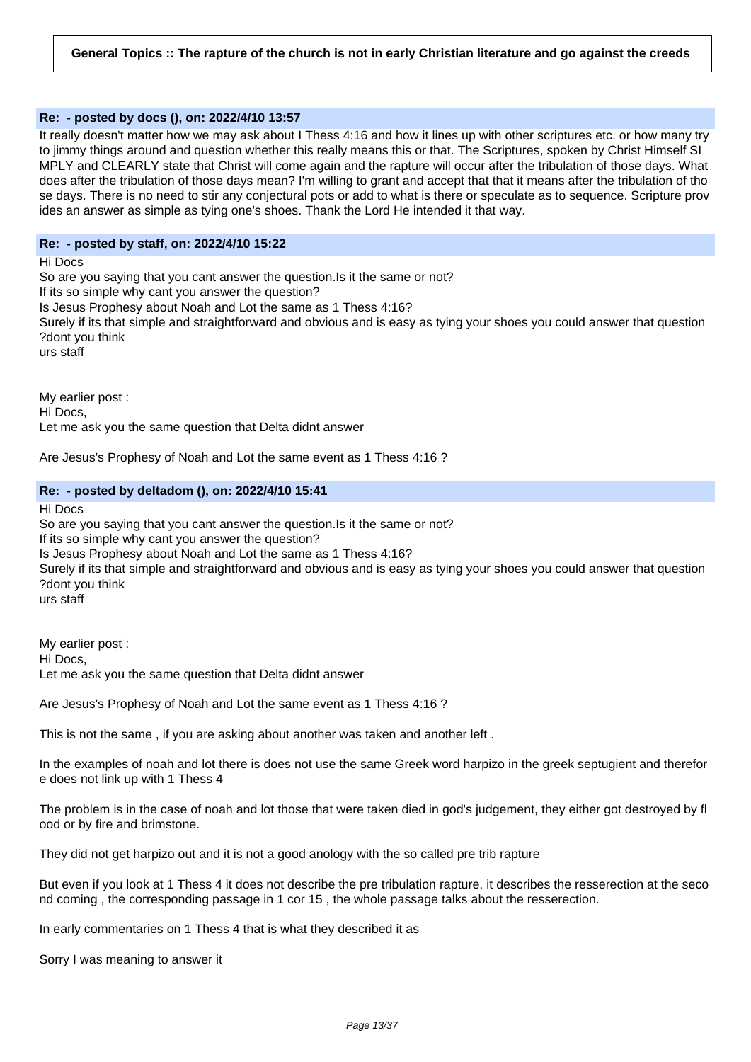**General Topics :: The rapture of the church is not in early Christian literature and go against the creeds**

### Re: - posted by docs (), on: 2022/4/10 13:57

It really doesn't matter how we may ask about I Thess 4:16 and how it lines up with other scriptures etc. or how many try to jimmy things around and question whether this really means this or that. The Scriptures, spoken by Christ Himself SIMPLY and CLEARLY state that Christ will come again and the rapture will occur after the tribulation of those days. What does after the tribulation of those days mean? I'm willing to grant and accept that that it means after the tribulation of those days. There is no need to stir any conjectural pots or add to what is there or speculate as to sequence. Scripture provides an answer as simple as tying one's shoes. Thank the Lord He intended it that way.

### Re: - posted by staff, on: 2022/4/10 15:22

Hi Docs
So are you saying that you cant answer the question.Is it the same or not?
If its so simple why cant you answer the question?
Is Jesus Prophesy about Noah and Lot the same as 1 Thess 4:16?
Surely if its that simple and straightforward and obvious and is easy as tying your shoes you could answer that question ?dont you think
urs staff

My earlier post :
Hi Docs,
Let me ask you the same question that Delta didnt answer

Are Jesus's Prophesy of Noah and Lot the same event as 1 Thess 4:16 ?

### Re: - posted by deltadom (), on: 2022/4/10 15:41

Hi Docs
So are you saying that you cant answer the question.Is it the same or not?
If its so simple why cant you answer the question?
Is Jesus Prophesy about Noah and Lot the same as 1 Thess 4:16?
Surely if its that simple and straightforward and obvious and is easy as tying your shoes you could answer that question ?dont you think
urs staff

My earlier post :
Hi Docs,
Let me ask you the same question that Delta didnt answer

Are Jesus's Prophesy of Noah and Lot the same event as 1 Thess 4:16 ?

This is not the same , if you are asking about another was taken and another left .

In the examples of noah and lot there is does not use the same Greek word harpizo in the greek septugient and therefore does not link up with 1 Thess 4

The problem is in the case of noah and lot those that were taken died in god's judgement, they either got destroyed by flood or by fire and brimstone.

They did not get harpizo out and it is not a good anology with the so called pre trib rapture

But even if you look at 1 Thess 4 it does not describe the pre tribulation rapture, it describes the resserection at the second coming , the corresponding passage in 1 cor 15 , the whole passage talks about the resserection.

In early commentaries on 1 Thess 4 that is what they described it as

Sorry I was meaning to answer it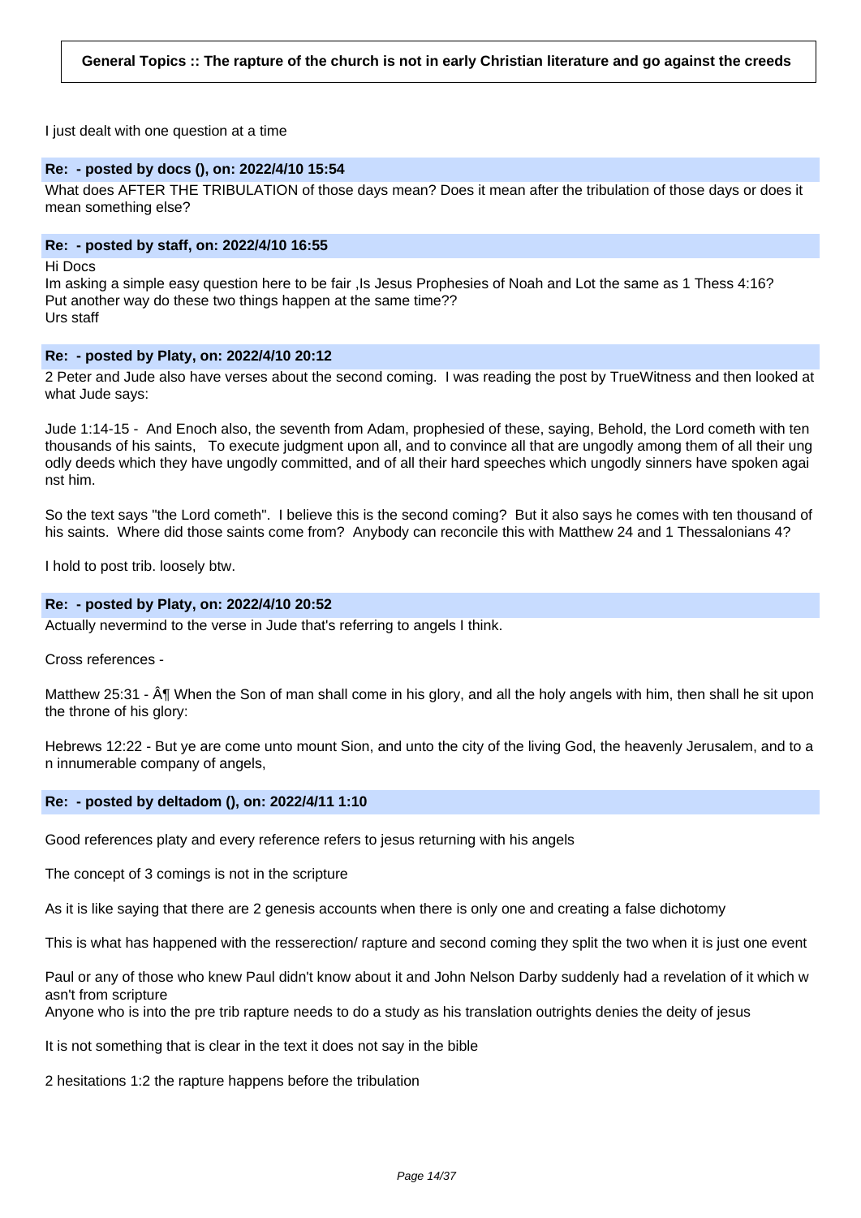**General Topics :: The rapture of the church is not in early Christian literature and go against the creeds**

I just dealt with one question at a time

**Re: - posted by docs (), on: 2022/4/10 15:54**

What does AFTER THE TRIBULATION of those days mean? Does it mean after the tribulation of those days or does it mean something else?

**Re: - posted by staff, on: 2022/4/10 16:55**

Hi Docs
Im asking a simple easy question here to be fair ,Is Jesus Prophesies of Noah and Lot the same as 1 Thess 4:16?
Put another way do these two things happen at the same time??
Urs staff

**Re: - posted by Platy, on: 2022/4/10 20:12**

2 Peter and Jude also have verses about the second coming. I was reading the post by TrueWitness and then looked at what Jude says:

Jude 1:14-15 - And Enoch also, the seventh from Adam, prophesied of these, saying, Behold, the Lord cometh with ten thousands of his saints, To execute judgment upon all, and to convince all that are ungodly among them of all their ungodly deeds which they have ungodly committed, and of all their hard speeches which ungodly sinners have spoken against him.

So the text says "the Lord cometh". I believe this is the second coming? But it also says he comes with ten thousand of his saints. Where did those saints come from? Anybody can reconcile this with Matthew 24 and 1 Thessalonians 4?

I hold to post trib. loosely btw.

**Re: - posted by Platy, on: 2022/4/10 20:52**

Actually nevermind to the verse in Jude that's referring to angels I think.

Cross references -

Matthew 25:31 - Â¶ When the Son of man shall come in his glory, and all the holy angels with him, then shall he sit upon the throne of his glory:

Hebrews 12:22 - But ye are come unto mount Sion, and unto the city of the living God, the heavenly Jerusalem, and to an innumerable company of angels,

**Re: - posted by deltadom (), on: 2022/4/11 1:10**

Good references platy and every reference refers to jesus returning with his angels

The concept of 3 comings is not in the scripture

As it is like saying that there are 2 genesis accounts when there is only one and creating a false dichotomy

This is what has happened with the resserection/ rapture and second coming they split the two when it is just one event

Paul or any of those who knew Paul didn't know about it and John Nelson Darby suddenly had a revelation of it which wasn't from scripture
Anyone who is into the pre trib rapture needs to do a study as his translation outrights denies the deity of jesus

It is not something that is clear in the text it does not say in the bible

2 hesitations 1:2 the rapture happens before the tribulation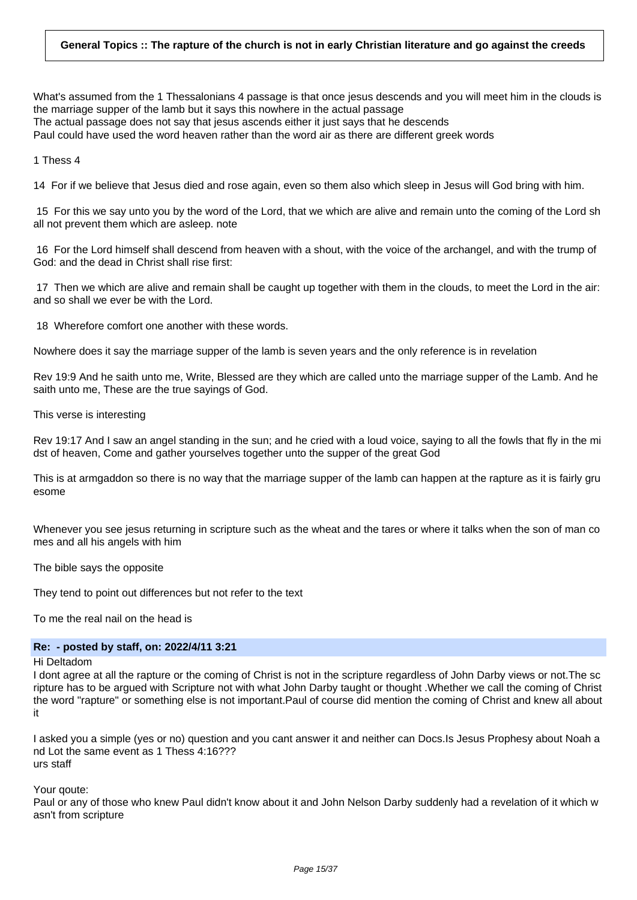**General Topics :: The rapture of the church is not in early Christian literature and go against the creeds**

What's assumed from the 1 Thessalonians 4 passage is that once jesus descends and you will meet him in the clouds is the marriage supper of the lamb but it says this nowhere in the actual passage
The actual passage does not say that jesus ascends either it just says that he descends
Paul could have used the word heaven rather than the word air as there are different greek words

1 Thess 4

14 For if we believe that Jesus died and rose again, even so them also which sleep in Jesus will God bring with him.

15 For this we say unto you by the word of the Lord, that we which are alive and remain unto the coming of the Lord shall not prevent them which are asleep. note

16 For the Lord himself shall descend from heaven with a shout, with the voice of the archangel, and with the trump of God: and the dead in Christ shall rise first:

17 Then we which are alive and remain shall be caught up together with them in the clouds, to meet the Lord in the air: and so shall we ever be with the Lord.

18 Wherefore comfort one another with these words.

Nowhere does it say the marriage supper of the lamb is seven years and the only reference is in revelation

Rev 19:9 And he saith unto me, Write, Blessed are they which are called unto the marriage supper of the Lamb. And he saith unto me, These are the true sayings of God.

This verse is interesting

Rev 19:17 And I saw an angel standing in the sun; and he cried with a loud voice, saying to all the fowls that fly in the midst of heaven, Come and gather yourselves together unto the supper of the great God

This is at armgaddon so there is no way that the marriage supper of the lamb can happen at the rapture as it is fairly gruesome

Whenever you see jesus returning in scripture such as the wheat and the tares or where it talks when the son of man comes and all his angels with him

The bible says the opposite

They tend to point out differences but not refer to the text

To me the real nail on the head is

**Re: - posted by staff, on: 2022/4/11 3:21**

Hi Deltadom
I dont agree at all the rapture or the coming of Christ is not in the scripture regardless of John Darby views or not.The scripture has to be argued with Scripture not with what John Darby taught or thought .Whether we call the coming of Christ the word "rapture" or something else is not important.Paul of course did mention the coming of Christ and knew all about it

I asked you a simple (yes or no) question and you cant answer it and neither can Docs.Is Jesus Prophesy about Noah and Lot the same event as 1 Thess 4:16???
urs staff

Your qoute:
Paul or any of those who knew Paul didn't know about it and John Nelson Darby suddenly had a revelation of it which wasn't from scripture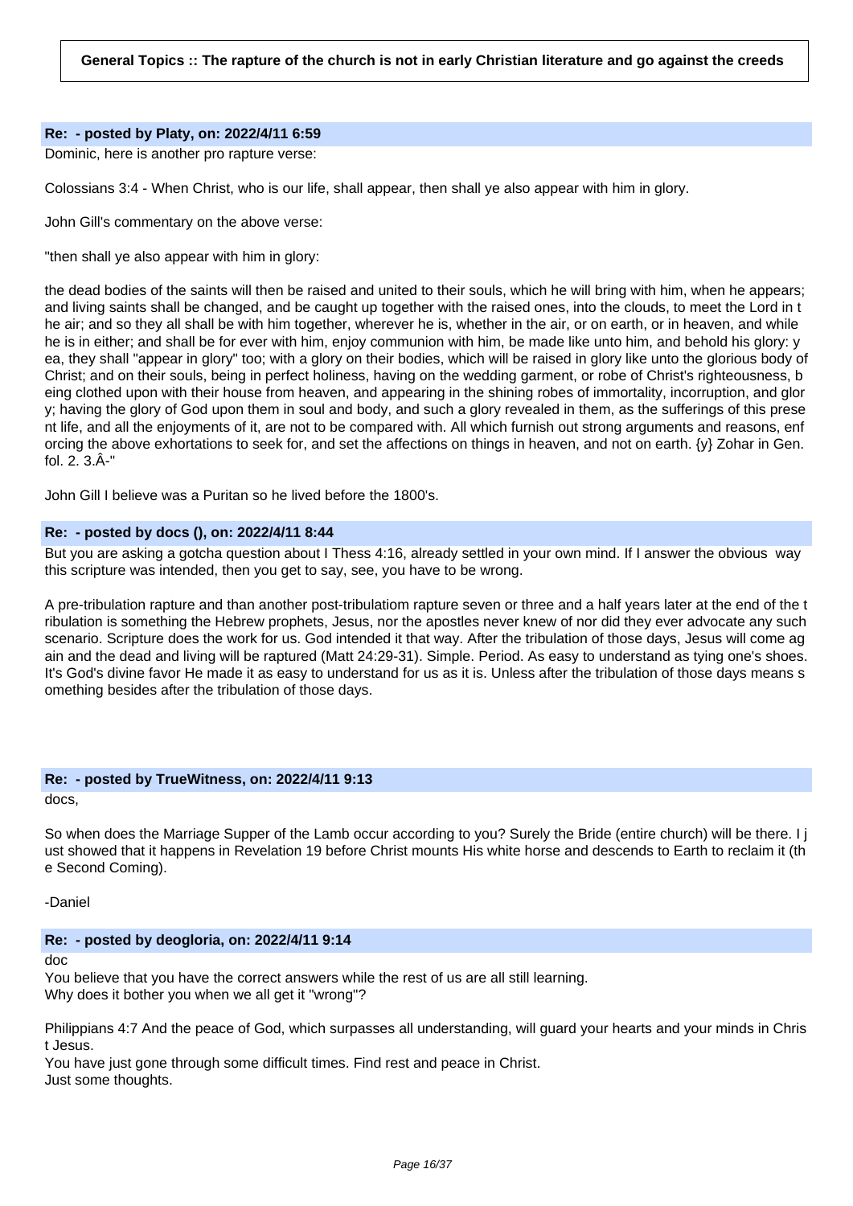**General Topics :: The rapture of the church is not in early Christian literature and go against the creeds**

### Re: - posted by Platy, on: 2022/4/11 6:59

Dominic, here is another pro rapture verse:

Colossians 3:4 - When Christ, who is our life, shall appear, then shall ye also appear with him in glory.

John Gill's commentary on the above verse:

"then shall ye also appear with him in glory:

the dead bodies of the saints will then be raised and united to their souls, which he will bring with him, when he appears; and living saints shall be changed, and be caught up together with the raised ones, into the clouds, to meet the Lord in the air; and so they all shall be with him together, wherever he is, whether in the air, or on earth, or in heaven, and while he is in either; and shall be for ever with him, enjoy communion with him, be made like unto him, and behold his glory: yea, they shall "appear in glory" too; with a glory on their bodies, which will be raised in glory like unto the glorious body of Christ; and on their souls, being in perfect holiness, having on the wedding garment, or robe of Christ's righteousness, being clothed upon with their house from heaven, and appearing in the shining robes of immortality, incorruption, and glory; having the glory of God upon them in soul and body, and such a glory revealed in them, as the sufferings of this present life, and all the enjoyments of it, are not to be compared with. All which furnish out strong arguments and reasons, enforcing the above exhortations to seek for, and set the affections on things in heaven, and not on earth. {y} Zohar in Gen. fol. 2. 3.Â-"

John Gill I believe was a Puritan so he lived before the 1800's.

### Re: - posted by docs (), on: 2022/4/11 8:44

But you are asking a gotcha question about I Thess 4:16, already settled in your own mind. If I answer the obvious way this scripture was intended, then you get to say, see, you have to be wrong.

A pre-tribulation rapture and than another post-tribulatiom rapture seven or three and a half years later at the end of the tribulation is something the Hebrew prophets, Jesus, nor the apostles never knew of nor did they ever advocate any such scenario. Scripture does the work for us. God intended it that way. After the tribulation of those days, Jesus will come again and the dead and living will be raptured (Matt 24:29-31). Simple. Period. As easy to understand as tying one's shoes. It's God's divine favor He made it as easy to understand for us as it is. Unless after the tribulation of those days means something besides after the tribulation of those days.

### Re: - posted by TrueWitness, on: 2022/4/11 9:13

docs,

So when does the Marriage Supper of the Lamb occur according to you? Surely the Bride (entire church) will be there. I just showed that it happens in Revelation 19 before Christ mounts His white horse and descends to Earth to reclaim it (the Second Coming).

-Daniel

### Re: - posted by deogloria, on: 2022/4/11 9:14

doc

You believe that you have the correct answers while the rest of us are all still learning.
Why does it bother you when we all get it "wrong"?

Philippians 4:7 And the peace of God, which surpasses all understanding, will guard your hearts and your minds in Christ Jesus.

You have just gone through some difficult times. Find rest and peace in Christ.
Just some thoughts.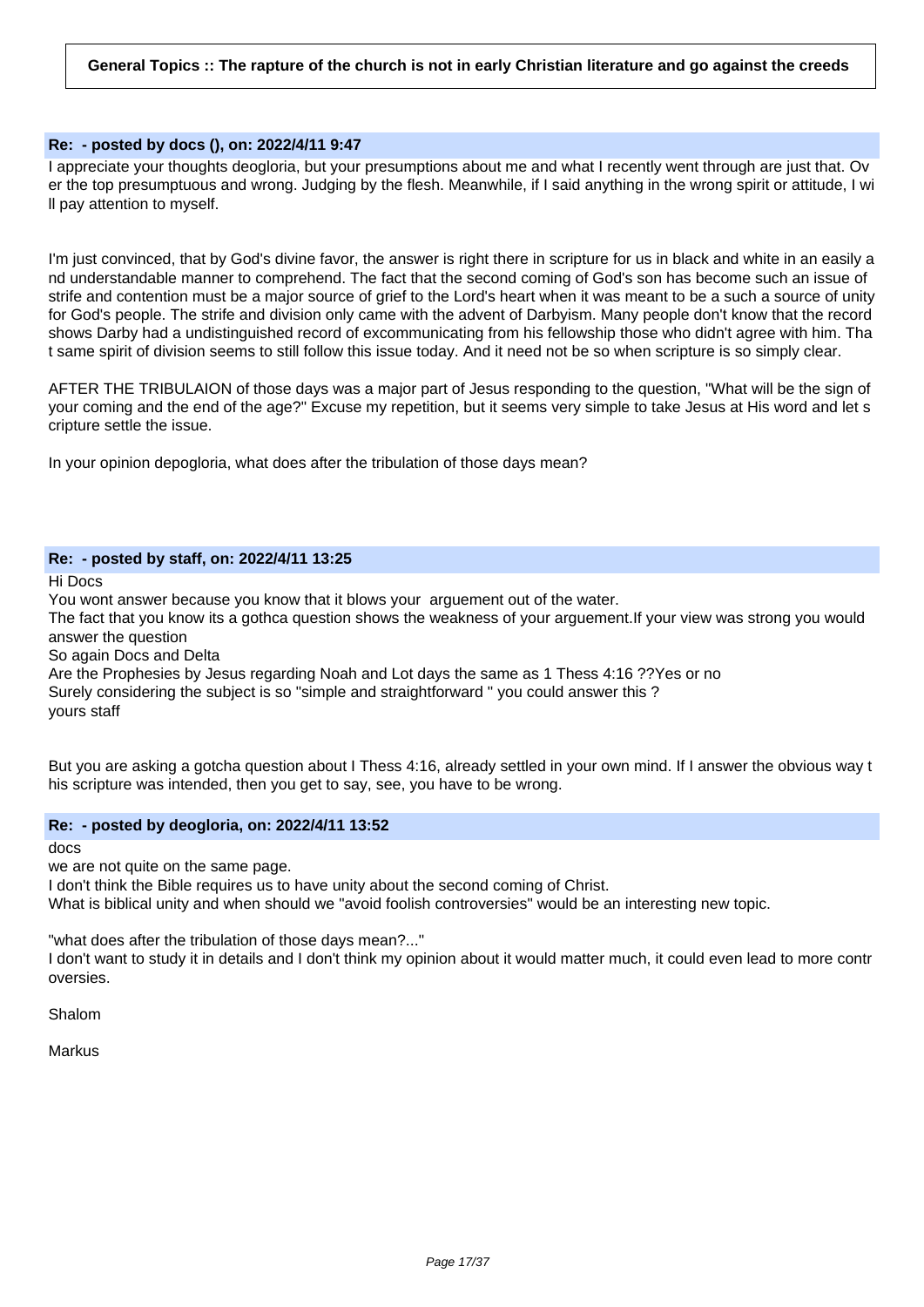**General Topics :: The rapture of the church is not in early Christian literature and go against the creeds**

### Re: - posted by docs (), on: 2022/4/11 9:47

I appreciate your thoughts deogloria, but your presumptions about me and what I recently went through are just that. Over the top presumptuous and wrong. Judging by the flesh. Meanwhile, if I said anything in the wrong spirit or attitude, I will pay attention to myself.

I'm just convinced, that by God's divine favor, the answer is right there in scripture for us in black and white in an easily and understandable manner to comprehend. The fact that the second coming of God's son has become such an issue of strife and contention must be a major source of grief to the Lord's heart when it was meant to be a such a source of unity for God's people. The strife and division only came with the advent of Darbyism. Many people don't know that the record shows Darby had a undistinguished record of excommunicating from his fellowship those who didn't agree with him. That same spirit of division seems to still follow this issue today. And it need not be so when scripture is so simply clear.

AFTER THE TRIBULAION of those days was a major part of Jesus responding to the question, "What will be the sign of your coming and the end of the age?" Excuse my repetition, but it seems very simple to take Jesus at His word and let scripture settle the issue.

In your opinion depogloria, what does after the tribulation of those days mean?

### Re: - posted by staff, on: 2022/4/11 13:25

Hi Docs
You wont answer because you know that it blows your arguement out of the water.
The fact that you know its a gothca question shows the weakness of your arguement.If your view was strong you would answer the question
So again Docs and Delta
Are the Prophesies by Jesus regarding Noah and Lot days the same as 1 Thess 4:16 ??Yes or no
Surely considering the subject is so "simple and straightforward " you could answer this ?
yours staff

But you are asking a gotcha question about I Thess 4:16, already settled in your own mind. If I answer the obvious way this scripture was intended, then you get to say, see, you have to be wrong.

### Re: - posted by deogloria, on: 2022/4/11 13:52

docs
we are not quite on the same page.
I don't think the Bible requires us to have unity about the second coming of Christ.
What is biblical unity and when should we "avoid foolish controversies" would be an interesting new topic.

"what does after the tribulation of those days mean?..."
I don't want to study it in details and I don't think my opinion about it would matter much, it could even lead to more controversies.

Shalom

Markus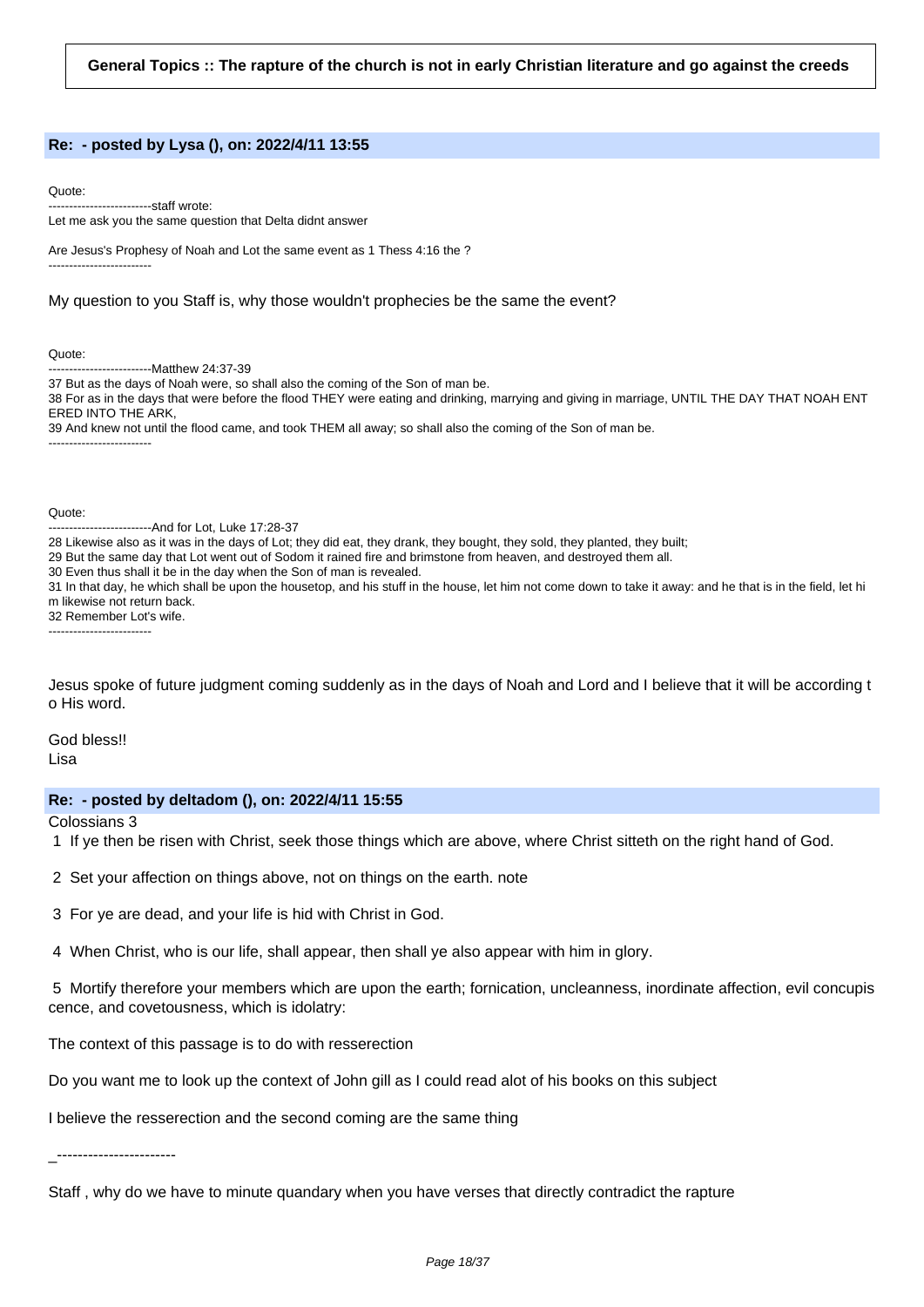**General Topics :: The rapture of the church is not in early Christian literature and go against the creeds**

### Re: - posted by Lysa (), on: 2022/4/11 13:55

Quote:
-------------------------staff wrote:
Let me ask you the same question that Delta didnt answer

Are Jesus's Prophesy of Noah and Lot the same event as 1 Thess 4:16 the ?
-------------------------

My question to you Staff is, why those wouldn't prophecies be the same the event?

Quote:
-------------------------Matthew 24:37-39
37 But as the days of Noah were, so shall also the coming of the Son of man be.
38 For as in the days that were before the flood THEY were eating and drinking, marrying and giving in marriage, UNTIL THE DAY THAT NOAH ENTERED INTO THE ARK,
39 And knew not until the flood came, and took THEM all away; so shall also the coming of the Son of man be.
-------------------------

Quote:
-------------------------And for Lot, Luke 17:28-37
28 Likewise also as it was in the days of Lot; they did eat, they drank, they bought, they sold, they planted, they built;
29 But the same day that Lot went out of Sodom it rained fire and brimstone from heaven, and destroyed them all.
30 Even thus shall it be in the day when the Son of man is revealed.
31 In that day, he which shall be upon the housetop, and his stuff in the house, let him not come down to take it away: and he that is in the field, let him likewise not return back.
32 Remember Lot's wife.
-------------------------

Jesus spoke of future judgment coming suddenly as in the days of Noah and Lord and I believe that it will be according to His word.

God bless!!
Lisa

### Re: - posted by deltadom (), on: 2022/4/11 15:55

Colossians 3

1 If ye then be risen with Christ, seek those things which are above, where Christ sitteth on the right hand of God.

2 Set your affection on things above, not on things on the earth. note

3 For ye are dead, and your life is hid with Christ in God.

4 When Christ, who is our life, shall appear, then shall ye also appear with him in glory.

5 Mortify therefore your members which are upon the earth; fornication, uncleanness, inordinate affection, evil concupiscence, and covetousness, which is idolatry:

The context of this passage is to do with resserection

Do you want me to look up the context of John gill as I could read alot of his books on this subject

I believe the resserection and the second coming are the same thing

_-----------------------

Staff , why do we have to minute quandary when you have verses that directly contradict the rapture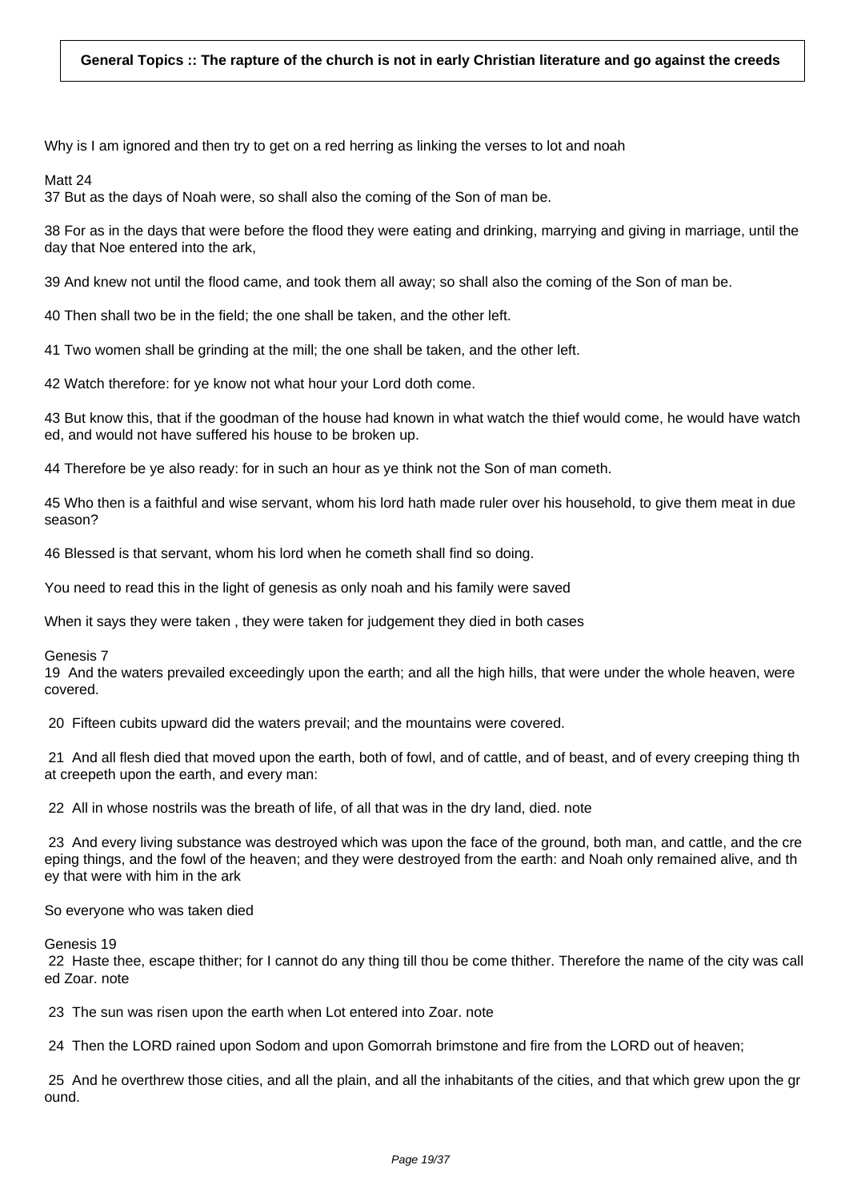**General Topics :: The rapture of the church is not in early Christian literature and go against the creeds**

Why is I am ignored and then try to get on a red herring as linking the verses to lot and noah

Matt 24
37 But as the days of Noah were, so shall also the coming of the Son of man be.

38 For as in the days that were before the flood they were eating and drinking, marrying and giving in marriage, until the day that Noe entered into the ark,

39 And knew not until the flood came, and took them all away; so shall also the coming of the Son of man be.

40 Then shall two be in the field; the one shall be taken, and the other left.

41 Two women shall be grinding at the mill; the one shall be taken, and the other left.

42 Watch therefore: for ye know not what hour your Lord doth come.

43 But know this, that if the goodman of the house had known in what watch the thief would come, he would have watched, and would not have suffered his house to be broken up.

44 Therefore be ye also ready: for in such an hour as ye think not the Son of man cometh.

45 Who then is a faithful and wise servant, whom his lord hath made ruler over his household, to give them meat in due season?

46 Blessed is that servant, whom his lord when he cometh shall find so doing.

You need to read this in the light of genesis as only noah and his family were saved

When it says they were taken , they were taken for judgement they died in both cases

Genesis 7
19 And the waters prevailed exceedingly upon the earth; and all the high hills, that were under the whole heaven, were covered.

20 Fifteen cubits upward did the waters prevail; and the mountains were covered.

21 And all flesh died that moved upon the earth, both of fowl, and of cattle, and of beast, and of every creeping thing that creepeth upon the earth, and every man:

22 All in whose nostrils was the breath of life, of all that was in the dry land, died. note

23 And every living substance was destroyed which was upon the face of the ground, both man, and cattle, and the creeping things, and the fowl of the heaven; and they were destroyed from the earth: and Noah only remained alive, and they that were with him in the ark

So everyone who was taken died

Genesis 19
22 Haste thee, escape thither; for I cannot do any thing till thou be come thither. Therefore the name of the city was called Zoar. note

23 The sun was risen upon the earth when Lot entered into Zoar. note

24 Then the LORD rained upon Sodom and upon Gomorrah brimstone and fire from the LORD out of heaven;

25 And he overthrew those cities, and all the plain, and all the inhabitants of the cities, and that which grew upon the ground.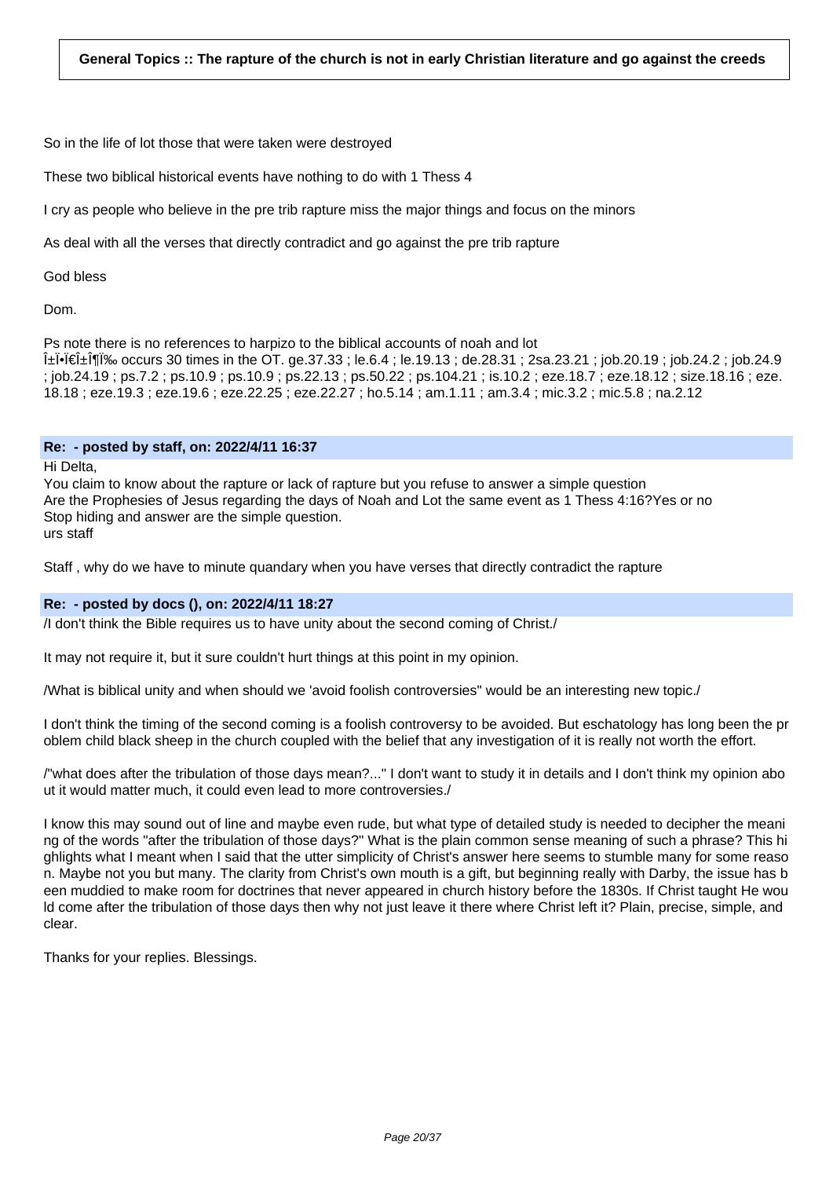**General Topics :: The rapture of the church is not in early Christian literature and go against the creeds**

So in the life of lot those that were taken were destroyed

These two biblical historical events have nothing to do with 1 Thess 4

I cry as people who believe in the pre trib rapture miss the major things and focus on the minors

As deal with all the verses that directly contradict and go against the pre trib rapture

God bless

Dom.

Ps note there is no references to harpizo to the biblical accounts of noah and lot
Î±Ï•Ï€Î±Î¶Ï‰ occurs 30 times in the OT. ge.37.33 ; le.6.4 ; le.19.13 ; de.28.31 ; 2sa.23.21 ; job.20.19 ; job.24.2 ; job.24.9 ; job.24.19 ; ps.7.2 ; ps.10.9 ; ps.10.9 ; ps.22.13 ; ps.50.22 ; ps.104.21 ; is.10.2 ; eze.18.7 ; eze.18.12 ; size.18.16 ; eze.18.18 ; eze.19.3 ; eze.19.6 ; eze.22.25 ; eze.22.27 ; ho.5.14 ; am.1.11 ; am.3.4 ; mic.3.2 ; mic.5.8 ; na.2.12

**Re: - posted by staff, on: 2022/4/11 16:37**

Hi Delta,
You claim to know about the rapture or lack of rapture but you refuse to answer a simple question
Are the Prophesies of Jesus regarding the days of Noah and Lot the same event as 1 Thess 4:16?Yes or no
Stop hiding and answer are the simple question.
urs staff

Staff , why do we have to minute quandary when you have verses that directly contradict the rapture

**Re: - posted by docs (), on: 2022/4/11 18:27**

/I don't think the Bible requires us to have unity about the second coming of Christ./

It may not require it, but it sure couldn't hurt things at this point in my opinion.

/What is biblical unity and when should we 'avoid foolish controversies" would be an interesting new topic./

I don't think the timing of the second coming is a foolish controversy to be avoided. But eschatology has long been the problem child black sheep in the church coupled with the belief that any investigation of it is really not worth the effort.

/"what does after the tribulation of those days mean?..." I don't want to study it in details and I don't think my opinion about it would matter much, it could even lead to more controversies./

I know this may sound out of line and maybe even rude, but what type of detailed study is needed to decipher the meaning of the words "after the tribulation of those days?" What is the plain common sense meaning of such a phrase? This highlights what I meant when I said that the utter simplicity of Christ's answer here seems to stumble many for some reason. Maybe not you but many. The clarity from Christ's own mouth is a gift, but beginning really with Darby, the issue has been muddied to make room for doctrines that never appeared in church history before the 1830s. If Christ taught He would come after the tribulation of those days then why not just leave it there where Christ left it? Plain, precise, simple, and clear.

Thanks for your replies. Blessings.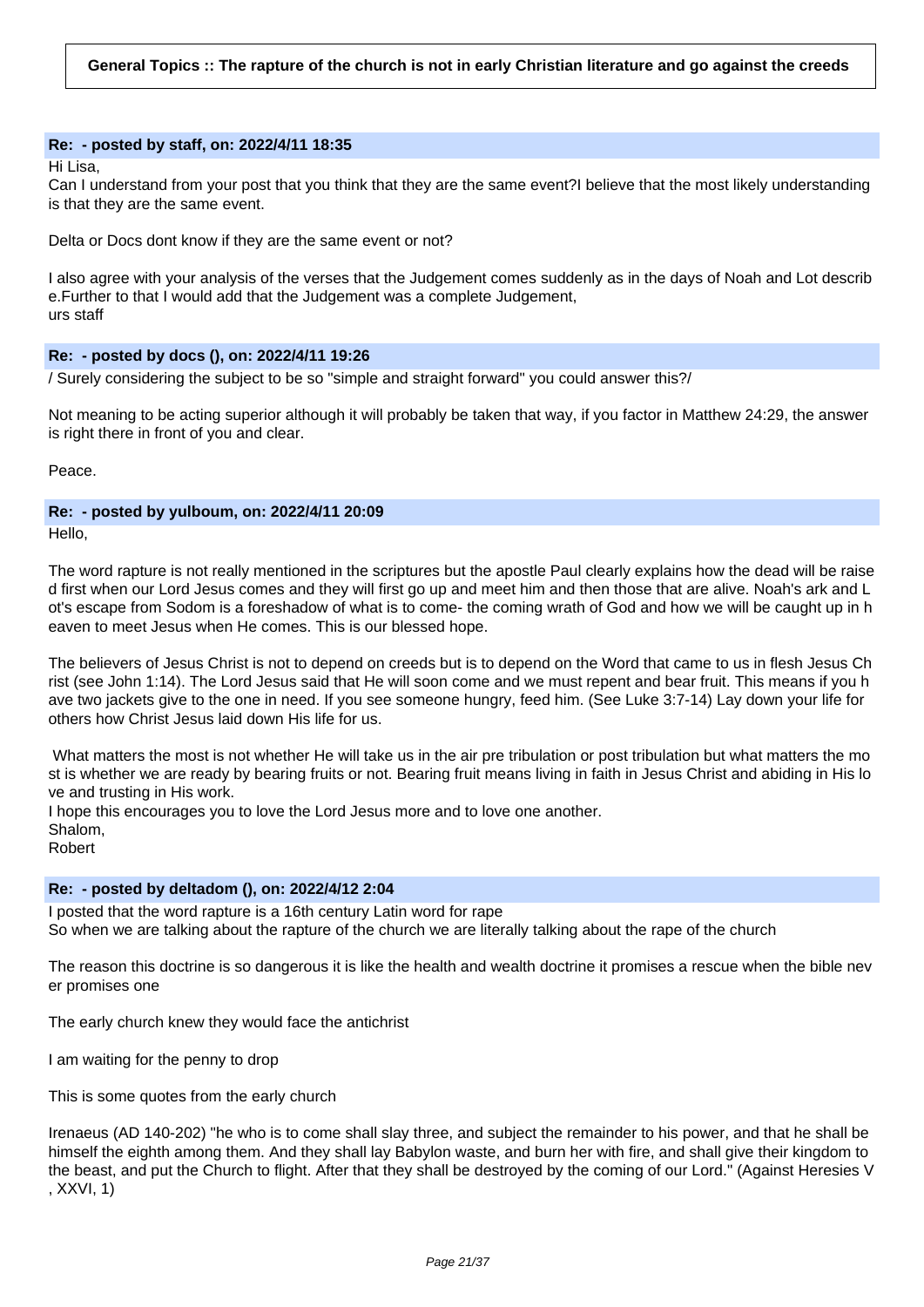**General Topics :: The rapture of the church is not in early Christian literature and go against the creeds**

### Re: - posted by staff, on: 2022/4/11 18:35

Hi Lisa,
Can I understand from your post that you think that they are the same event?I believe that the most likely understanding is that they are the same event.

Delta or Docs dont know if they are the same event or not?

I also agree with your analysis of the verses that the Judgement comes suddenly as in the days of Noah and Lot describe.Further to that I would add that the Judgement was a complete Judgement,
urs staff

### Re: - posted by docs (), on: 2022/4/11 19:26

/ Surely considering the subject to be so "simple and straight forward" you could answer this?/

Not meaning to be acting superior although it will probably be taken that way, if you factor in Matthew 24:29, the answer is right there in front of you and clear.

Peace.

### Re: - posted by yulboum, on: 2022/4/11 20:09

Hello,

The word rapture is not really mentioned in the scriptures but the apostle Paul clearly explains how the dead will be raised first when our Lord Jesus comes and they will first go up and meet him and then those that are alive. Noah's ark and Lot's escape from Sodom is a foreshadow of what is to come- the coming wrath of God and how we will be caught up in heaven to meet Jesus when He comes. This is our blessed hope.

The believers of Jesus Christ is not to depend on creeds but is to depend on the Word that came to us in flesh Jesus Christ (see John 1:14). The Lord Jesus said that He will soon come and we must repent and bear fruit. This means if you have two jackets give to the one in need. If you see someone hungry, feed him. (See Luke 3:7-14) Lay down your life for others how Christ Jesus laid down His life for us.

What matters the most is not whether He will take us in the air pre tribulation or post tribulation but what matters the most is whether we are ready by bearing fruits or not. Bearing fruit means living in faith in Jesus Christ and abiding in His love and trusting in His work.
I hope this encourages you to love the Lord Jesus more and to love one another.
Shalom,
Robert

### Re: - posted by deltadom (), on: 2022/4/12 2:04

I posted that the word rapture is a 16th century Latin word for rape
So when we are talking about the rapture of the church we are literally talking about the rape of the church

The reason this doctrine is so dangerous it is like the health and wealth doctrine it promises a rescue when the bible never promises one

The early church knew they would face the antichrist

I am waiting for the penny to drop

This is some quotes from the early church

Irenaeus (AD 140-202) "he who is to come shall slay three, and subject the remainder to his power, and that he shall be himself the eighth among them. And they shall lay Babylon waste, and burn her with fire, and shall give their kingdom to the beast, and put the Church to flight. After that they shall be destroyed by the coming of our Lord." (Against Heresies V, XXVI, 1)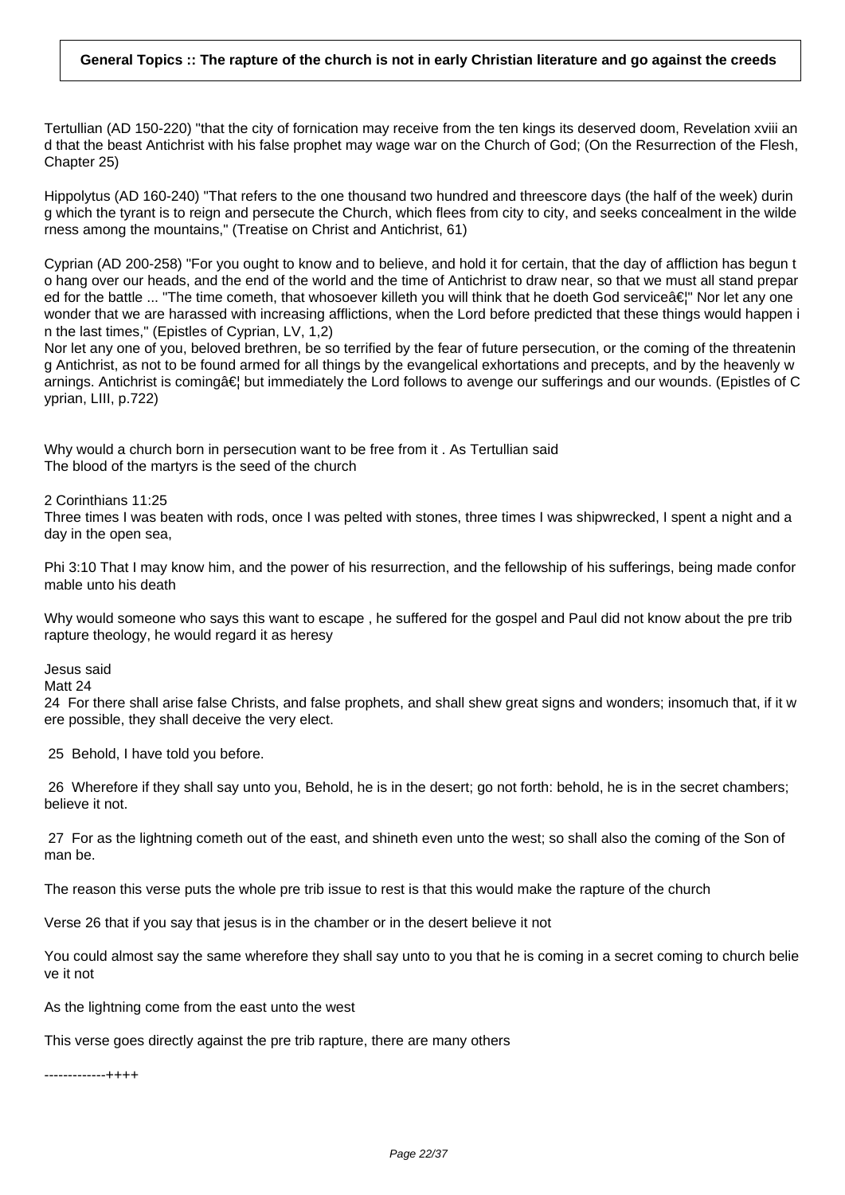**General Topics :: The rapture of the church is not in early Christian literature and go against the creeds**

Tertullian (AD 150-220) "that the city of fornication may receive from the ten kings its deserved doom, Revelation xviii and that the beast Antichrist with his false prophet may wage war on the Church of God; (On the Resurrection of the Flesh, Chapter 25)

Hippolytus (AD 160-240) "That refers to the one thousand two hundred and threescore days (the half of the week) during which the tyrant is to reign and persecute the Church, which flees from city to city, and seeks concealment in the wilderness among the mountains," (Treatise on Christ and Antichrist, 61)

Cyprian (AD 200-258) "For you ought to know and to believe, and hold it for certain, that the day of affliction has begun to hang over our heads, and the end of the world and the time of Antichrist to draw near, so that we must all stand prepared for the battle ... "The time cometh, that whosoever killeth you will think that he doeth God serviceâ€¦" Nor let any one wonder that we are harassed with increasing afflictions, when the Lord before predicted that these things would happen in the last times," (Epistles of Cyprian, LV, 1,2)
Nor let any one of you, beloved brethren, be so terrified by the fear of future persecution, or the coming of the threatening Antichrist, as not to be found armed for all things by the evangelical exhortations and precepts, and by the heavenly warnings. Antichrist is comingâ€¦ but immediately the Lord follows to avenge our sufferings and our wounds. (Epistles of Cyprian, LIII, p.722)

Why would a church born in persecution want to be free from it . As Tertullian said
The blood of the martyrs is the seed of the church

2 Corinthians 11:25
Three times I was beaten with rods, once I was pelted with stones, three times I was shipwrecked, I spent a night and a day in the open sea,

Phi 3:10 That I may know him, and the power of his resurrection, and the fellowship of his sufferings, being made conformable unto his death

Why would someone who says this want to escape , he suffered for the gospel and Paul did not know about the pre trib rapture theology, he would regard it as heresy

Jesus said
Matt 24
24 For there shall arise false Christs, and false prophets, and shall shew great signs and wonders; insomuch that, if it were possible, they shall deceive the very elect.

25 Behold, I have told you before.

26 Wherefore if they shall say unto you, Behold, he is in the desert; go not forth: behold, he is in the secret chambers; believe it not.

27 For as the lightning cometh out of the east, and shineth even unto the west; so shall also the coming of the Son of man be.

The reason this verse puts the whole pre trib issue to rest is that this would make the rapture of the church

Verse 26 that if you say that jesus is in the chamber or in the desert believe it not

You could almost say the same wherefore they shall say unto to you that he is coming in a secret coming to church believe it not

As the lightning come from the east unto the west

This verse goes directly against the pre trib rapture, there are many others

-------------++++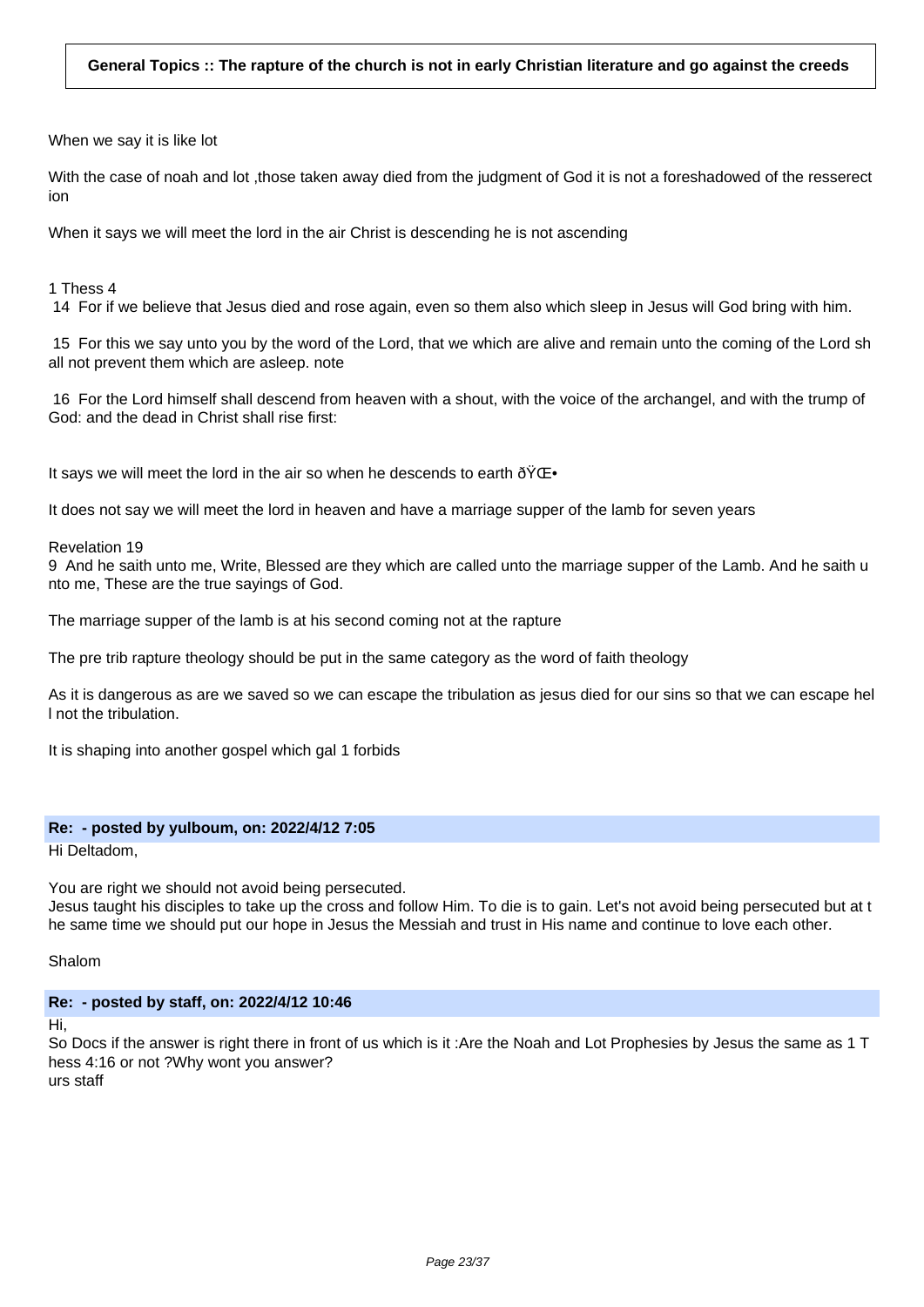**General Topics :: The rapture of the church is not in early Christian literature and go against the creeds**

When we say it is like lot

With the case of noah and lot ,those taken away died from the judgment of God it is not a foreshadowed of the resserection

When it says we will meet the lord in the air Christ is descending he is not ascending

1 Thess 4
14 For if we believe that Jesus died and rose again, even so them also which sleep in Jesus will God bring with him.

15 For this we say unto you by the word of the Lord, that we which are alive and remain unto the coming of the Lord shall not prevent them which are asleep. note

16 For the Lord himself shall descend from heaven with a shout, with the voice of the archangel, and with the trump of God: and the dead in Christ shall rise first:

It says we will meet the lord in the air so when he descends to earth ðŸŒ•

It does not say we will meet the lord in heaven and have a marriage supper of the lamb for seven years

Revelation 19
9 And he saith unto me, Write, Blessed are they which are called unto the marriage supper of the Lamb. And he saith unto me, These are the true sayings of God.

The marriage supper of the lamb is at his second coming not at the rapture

The pre trib rapture theology should be put in the same category as the word of faith theology

As it is dangerous as are we saved so we can escape the tribulation as jesus died for our sins so that we can escape hell not the tribulation.

It is shaping into another gospel which gal 1 forbids

**Re: - posted by yulboum, on: 2022/4/12 7:05**

Hi Deltadom,

You are right we should not avoid being persecuted.
Jesus taught his disciples to take up the cross and follow Him. To die is to gain. Let's not avoid being persecuted but at the same time we should put our hope in Jesus the Messiah and trust in His name and continue to love each other.

Shalom

**Re: - posted by staff, on: 2022/4/12 10:46**

Hi,
So Docs if the answer is right there in front of us which is it :Are the Noah and Lot Prophesies by Jesus the same as 1 Thess 4:16 or not ?Why wont you answer?
urs staff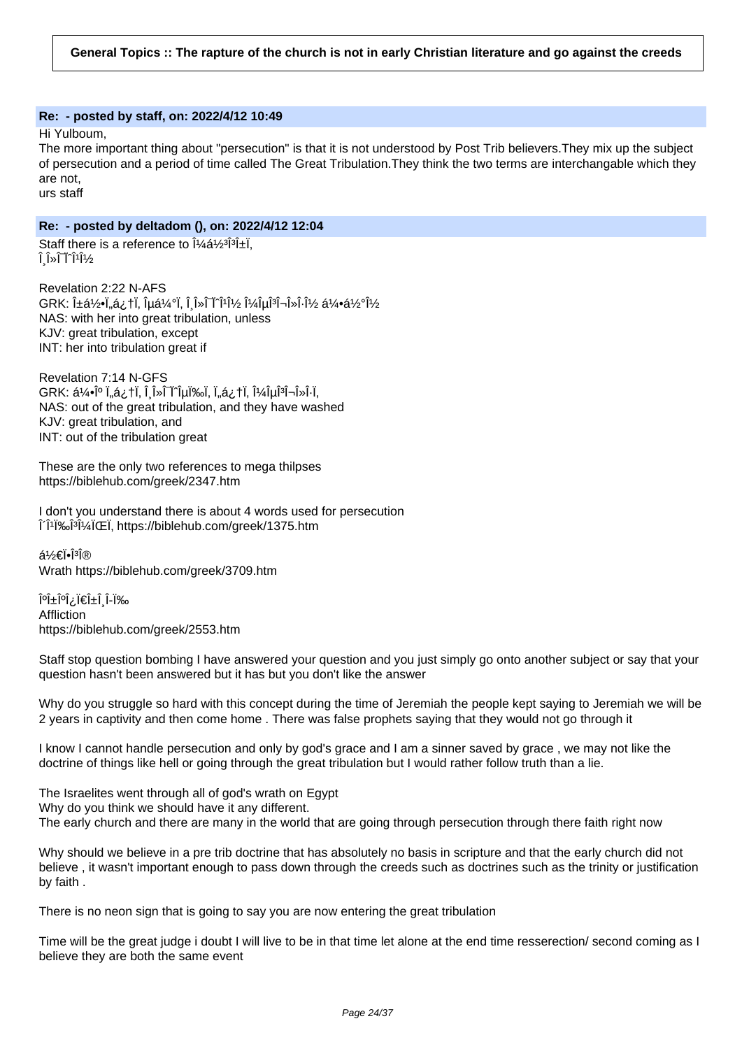**General Topics :: The rapture of the church is not in early Christian literature and go against the creeds**

**Re: - posted by staff, on: 2022/4/12 10:49**

Hi Yulboum,
The more important thing about "persecution" is that it is not understood by Post Trib believers.They mix up the subject of persecution and a period of time called The Great Tribulation.They think the two terms are interchangable which they are not,
urs staff

**Re: - posted by deltadom (), on: 2022/4/12 12:04**

Staff there is a reference to Î¼á½³Î³Î±Ï‚
Î¸Î»Î¯ÏˆÎ¹Î½

Revelation 2:22 N-AFS
GRK: Î±á½•Ï„á¿†Ï‚ Îµá¼°Ï‚ Î¸Î»Î¯ÏˆÎ¹Î½ Î¼ÎµÎ³Î¬Î»Î·Î½ á¼•á½°Î½
NAS: with her into great tribulation, unless
KJV: great tribulation, except
INT: her into tribulation great if

Revelation 7:14 N-GFS
GRK: á¼•Îº Ï„á¿†Ï‚ Î¸Î»Î¯ÏˆÎµÏ‰Ï‚ Ï„á¿†Ï‚ Î¼ÎµÎ³Î¬Î»Î·Ï‚
NAS: out of the great tribulation, and they have washed
KJV: great tribulation, and
INT: out of the tribulation great

These are the only two references to mega thilpses
https://biblehub.com/greek/2347.htm

I don't you understand there is about 4 words used for persecution
Î´Î¹Ï‰Î³Î¼ÏŒÏ‚ https://biblehub.com/greek/1375.htm

á½€ÏÎ³Î®
Wrath https://biblehub.com/greek/3709.htm

ÎºÎ±ÎºÎ¿Ï€Î±Î¸Î­Ï‰
Affliction
https://biblehub.com/greek/2553.htm

Staff stop question bombing I have answered your question and you just simply go onto another subject or say that your question hasn't been answered but it has but you don't like the answer

Why do you struggle so hard with this concept during the time of Jeremiah the people kept saying to Jeremiah we will be 2 years in captivity and then come home . There was false prophets saying that they would not go through it

I know I cannot handle persecution and only by god's grace and I am a sinner saved by grace , we may not like the doctrine of things like hell or going through the great tribulation but I would rather follow truth than a lie.

The Israelites went through all of god's wrath on Egypt
Why do you think we should have it any different.
The early church and there are many in the world that are going through persecution through there faith right now

Why should we believe in a pre trib doctrine that has absolutely no basis in scripture and that the early church did not believe , it wasn't important enough to pass down through the creeds such as doctrines such as the trinity or justification by faith .

There is no neon sign that is going to say you are now entering the great tribulation

Time will be the great judge i doubt I will live to be in that time let alone at the end time resserection/ second coming as I believe they are both the same event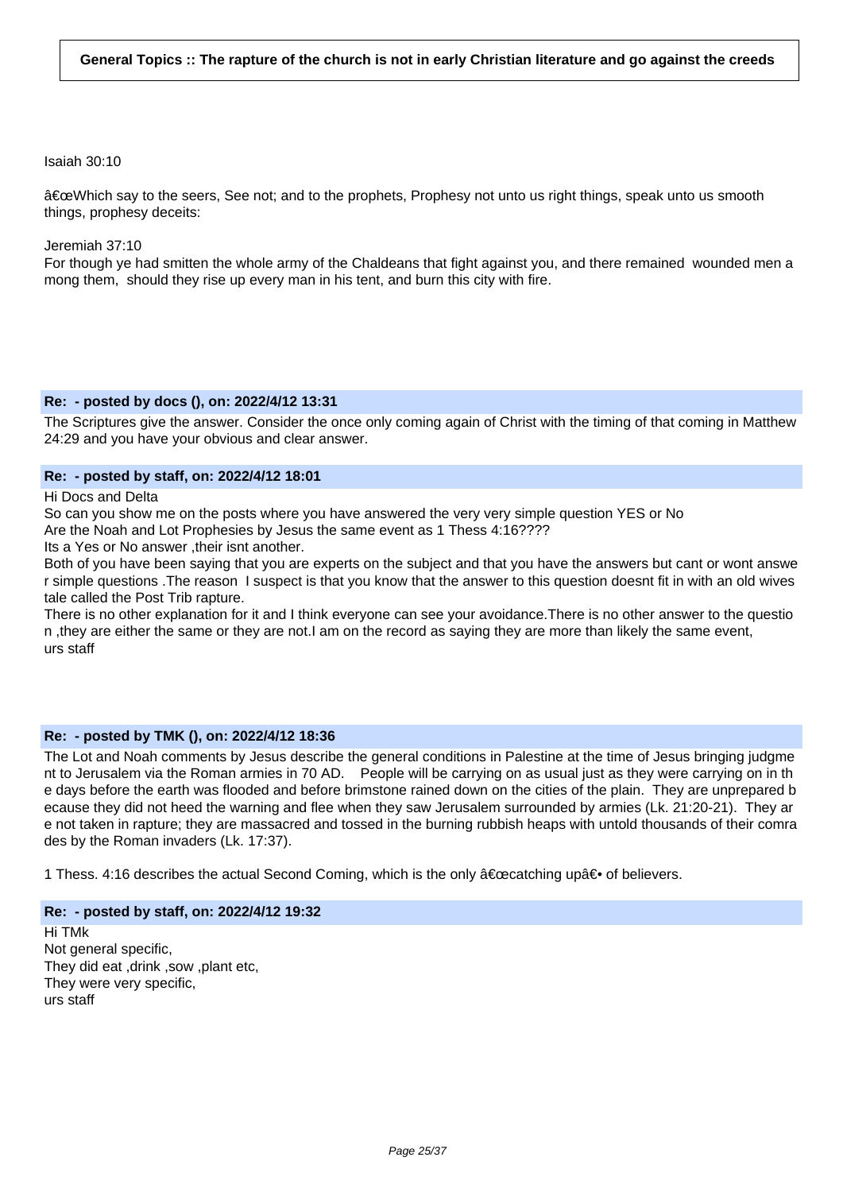**General Topics :: The rapture of the church is not in early Christian literature and go against the creeds**

Isaiah 30:10

â€œWhich say to the seers, See not; and to the prophets, Prophesy not unto us right things, speak unto us smooth things, prophesy deceits:

Jeremiah 37:10
For though ye had smitten the whole army of the Chaldeans that fight against you, and there remained wounded men among them, should they rise up every man in his tent, and burn this city with fire.

**Re: - posted by docs (), on: 2022/4/12 13:31**

The Scriptures give the answer. Consider the once only coming again of Christ with the timing of that coming in Matthew 24:29 and you have your obvious and clear answer.

**Re: - posted by staff, on: 2022/4/12 18:01**

Hi Docs and Delta
So can you show me on the posts where you have answered the very very simple question YES or No
Are the Noah and Lot Prophesies by Jesus the same event as 1 Thess 4:16????
Its a Yes or No answer ,their isnt another.
Both of you have been saying that you are experts on the subject and that you have the answers but cant or wont answer simple questions .The reason I suspect is that you know that the answer to this question doesnt fit in with an old wives tale called the Post Trib rapture.
There is no other explanation for it and I think everyone can see your avoidance.There is no other answer to the question ,they are either the same or they are not.I am on the record as saying they are more than likely the same event,
urs staff

**Re: - posted by TMK (), on: 2022/4/12 18:36**

The Lot and Noah comments by Jesus describe the general conditions in Palestine at the time of Jesus bringing judgment to Jerusalem via the Roman armies in 70 AD. People will be carrying on as usual just as they were carrying on in the days before the earth was flooded and before brimstone rained down on the cities of the plain. They are unprepared because they did not heed the warning and flee when they saw Jerusalem surrounded by armies (Lk. 21:20-21). They are not taken in rapture; they are massacred and tossed in the burning rubbish heaps with untold thousands of their comrades by the Roman invaders (Lk. 17:37).

1 Thess. 4:16 describes the actual Second Coming, which is the only â€œcatching upâ€• of believers.

**Re: - posted by staff, on: 2022/4/12 19:32**

Hi TMk
Not general specific,
They did eat ,drink ,sow ,plant etc,
They were very specific,
urs staff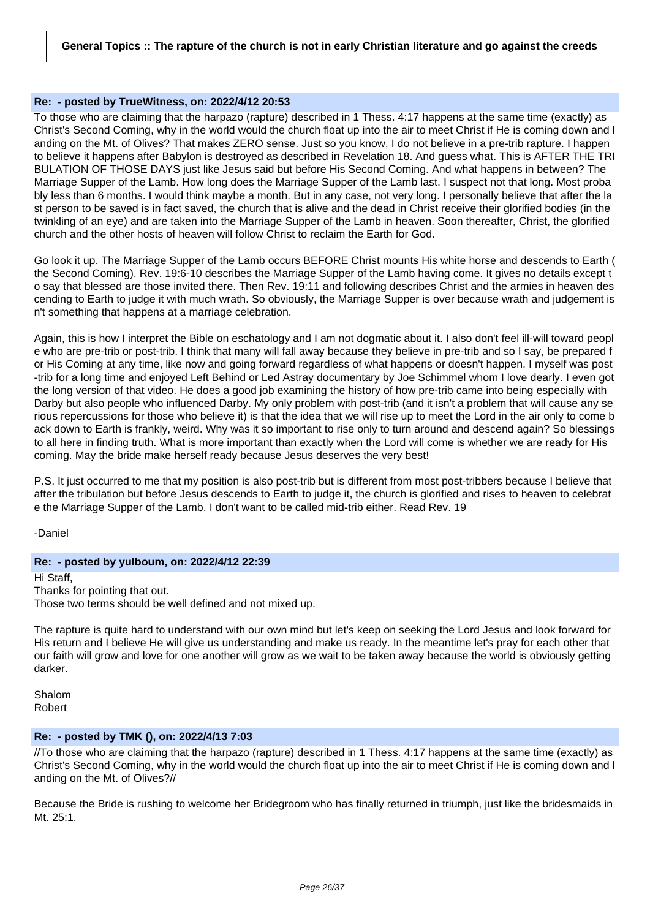**General Topics :: The rapture of the church is not in early Christian literature and go against the creeds**

**Re: - posted by TrueWitness, on: 2022/4/12 20:53**

To those who are claiming that the harpazo (rapture) described in 1 Thess. 4:17 happens at the same time (exactly) as Christ's Second Coming, why in the world would the church float up into the air to meet Christ if He is coming down and landing on the Mt. of Olives? That makes ZERO sense. Just so you know, I do not believe in a pre-trib rapture. I happen to believe it happens after Babylon is destroyed as described in Revelation 18. And guess what. This is AFTER THE TRIBULATION OF THOSE DAYS just like Jesus said but before His Second Coming. And what happens in between? The Marriage Supper of the Lamb. How long does the Marriage Supper of the Lamb last. I suspect not that long. Most probably less than 6 months. I would think maybe a month. But in any case, not very long. I personally believe that after the last person to be saved is in fact saved, the church that is alive and the dead in Christ receive their glorified bodies (in the twinkling of an eye) and are taken into the Marriage Supper of the Lamb in heaven. Soon thereafter, Christ, the glorified church and the other hosts of heaven will follow Christ to reclaim the Earth for God.

Go look it up. The Marriage Supper of the Lamb occurs BEFORE Christ mounts His white horse and descends to Earth (the Second Coming). Rev. 19:6-10 describes the Marriage Supper of the Lamb having come. It gives no details except to say that blessed are those invited there. Then Rev. 19:11 and following describes Christ and the armies in heaven descending to Earth to judge it with much wrath. So obviously, the Marriage Supper is over because wrath and judgement isn't something that happens at a marriage celebration.

Again, this is how I interpret the Bible on eschatology and I am not dogmatic about it. I also don't feel ill-will toward people who are pre-trib or post-trib. I think that many will fall away because they believe in pre-trib and so I say, be prepared for His Coming at any time, like now and going forward regardless of what happens or doesn't happen. I myself was post-trib for a long time and enjoyed Left Behind or Led Astray documentary by Joe Schimmel whom I love dearly. I even got the long version of that video. He does a good job examining the history of how pre-trib came into being especially with Darby but also people who influenced Darby. My only problem with post-trib (and it isn't a problem that will cause any serious repercussions for those who believe it) is that the idea that we will rise up to meet the Lord in the air only to come back down to Earth is frankly, weird. Why was it so important to rise only to turn around and descend again? So blessings to all here in finding truth. What is more important than exactly when the Lord will come is whether we are ready for His coming. May the bride make herself ready because Jesus deserves the very best!

P.S. It just occurred to me that my position is also post-trib but is different from most post-tribbers because I believe that after the tribulation but before Jesus descends to Earth to judge it, the church is glorified and rises to heaven to celebrate the Marriage Supper of the Lamb. I don't want to be called mid-trib either. Read Rev. 19

-Daniel

**Re: - posted by yulboum, on: 2022/4/12 22:39**

Hi Staff,
Thanks for pointing that out.
Those two terms should be well defined and not mixed up.

The rapture is quite hard to understand with our own mind but let's keep on seeking the Lord Jesus and look forward for His return and I believe He will give us understanding and make us ready. In the meantime let's pray for each other that our faith will grow and love for one another will grow as we wait to be taken away because the world is obviously getting darker.

Shalom
Robert

**Re: - posted by TMK (), on: 2022/4/13 7:03**

//To those who are claiming that the harpazo (rapture) described in 1 Thess. 4:17 happens at the same time (exactly) as Christ's Second Coming, why in the world would the church float up into the air to meet Christ if He is coming down and landing on the Mt. of Olives?//

Because the Bride is rushing to welcome her Bridegroom who has finally returned in triumph, just like the bridesmaids in Mt. 25:1.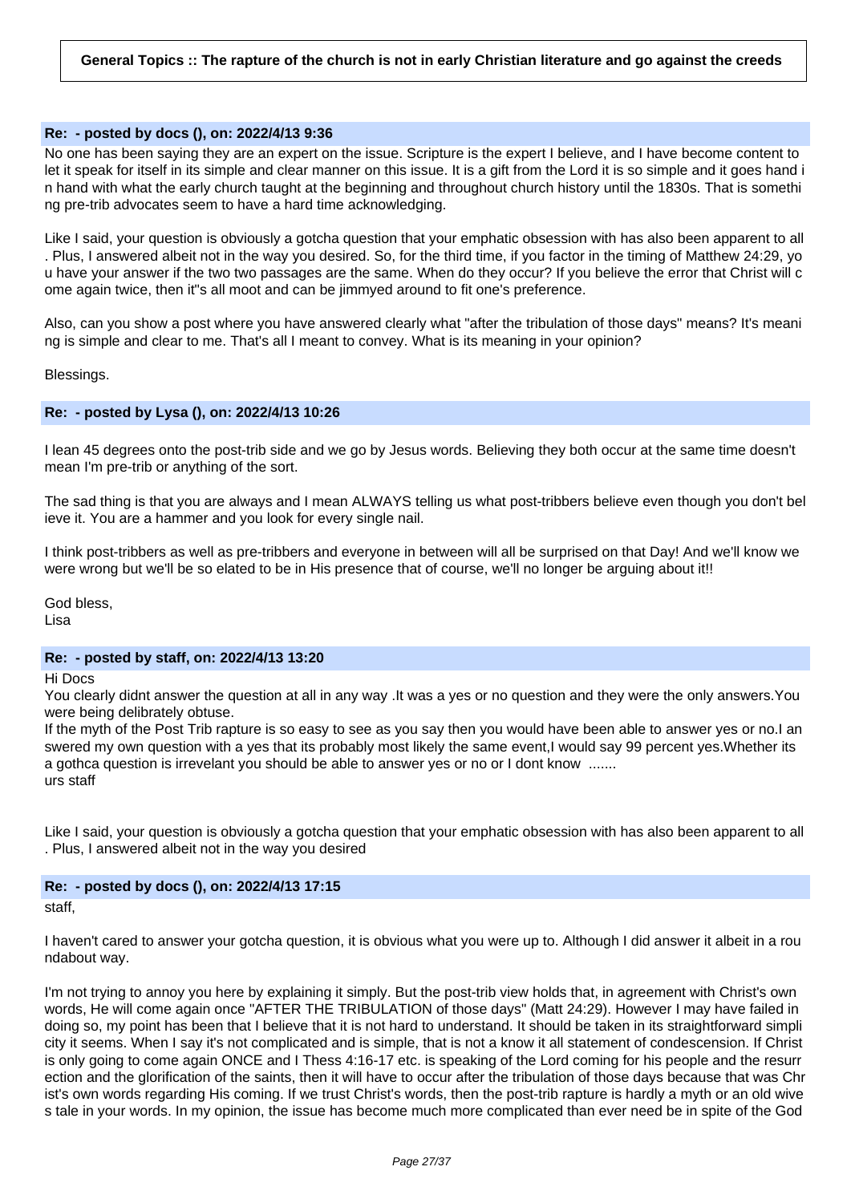**General Topics :: The rapture of the church is not in early Christian literature and go against the creeds**

**Re: - posted by docs (), on: 2022/4/13 9:36**

No one has been saying they are an expert on the issue. Scripture is the expert I believe, and I have become content to let it speak for itself in its simple and clear manner on this issue. It is a gift from the Lord it is so simple and it goes hand in hand with what the early church taught at the beginning and throughout church history until the 1830s. That is something pre-trib advocates seem to have a hard time acknowledging.

Like I said, your question is obviously a gotcha question that your emphatic obsession with has also been apparent to all. Plus, I answered albeit not in the way you desired. So, for the third time, if you factor in the timing of Matthew 24:29, you have your answer if the two two passages are the same. When do they occur? If you believe the error that Christ will come again twice, then it"s all moot and can be jimmyed around to fit one's preference.

Also, can you show a post where you have answered clearly what "after the tribulation of those days" means? It's meaning is simple and clear to me. That's all I meant to convey. What is its meaning in your opinion?

Blessings.

**Re: - posted by Lysa (), on: 2022/4/13 10:26**

I lean 45 degrees onto the post-trib side and we go by Jesus words. Believing they both occur at the same time doesn't mean I'm pre-trib or anything of the sort.

The sad thing is that you are always and I mean ALWAYS telling us what post-tribbers believe even though you don't believe it. You are a hammer and you look for every single nail.

I think post-tribbers as well as pre-tribbers and everyone in between will all be surprised on that Day! And we'll know we were wrong but we'll be so elated to be in His presence that of course, we'll no longer be arguing about it!!

God bless,
Lisa

**Re: - posted by staff, on: 2022/4/13 13:20**

Hi Docs
You clearly didnt answer the question at all in any way .It was a yes or no question and they were the only answers.You were being delibrately obtuse.
If the myth of the Post Trib rapture is so easy to see as you say then you would have been able to answer yes or no.I answered my own question with a yes that its probably most likely the same event,I would say 99 percent yes.Whether its a gothca question is irrevelant you should be able to answer yes or no or I dont know .......
urs staff

Like I said, your question is obviously a gotcha question that your emphatic obsession with has also been apparent to all. Plus, I answered albeit not in the way you desired

**Re: - posted by docs (), on: 2022/4/13 17:15**

staff,

I haven't cared to answer your gotcha question, it is obvious what you were up to. Although I did answer it albeit in a roundabout way.

I'm not trying to annoy you here by explaining it simply. But the post-trib view holds that, in agreement with Christ's own words, He will come again once "AFTER THE TRIBULATION of those days" (Matt 24:29). However I may have failed in doing so, my point has been that I believe that it is not hard to understand. It should be taken in its straightforward simplicity it seems. When I say it's not complicated and is simple, that is not a know it all statement of condescension. If Christ is only going to come again ONCE and I Thess 4:16-17 etc. is speaking of the Lord coming for his people and the resurrection and the glorification of the saints, then it will have to occur after the tribulation of those days because that was Christ's own words regarding His coming. If we trust Christ's words, then the post-trib rapture is hardly a myth or an old wives tale in your words. In my opinion, the issue has become much more complicated than ever need be in spite of the God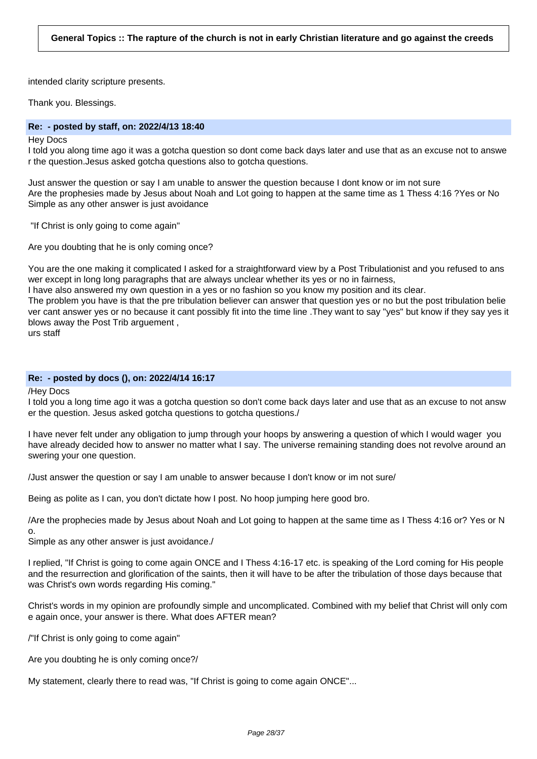intended clarity scripture presents.

Thank you. Blessings.

### Re: - posted by staff, on: 2022/4/13 18:40

Hey Docs
I told you along time ago it was a gotcha question so dont come back days later and use that as an excuse not to answer the question.Jesus asked gotcha questions also to gotcha questions.

Just answer the question or say I am unable to answer the question because I dont know or im not sure
Are the prophesies made by Jesus about Noah and Lot going to happen at the same time as 1 Thess 4:16 ?Yes or No
Simple as any other answer is just avoidance

"If Christ is only going to come again"

Are you doubting that he is only coming once?

You are the one making it complicated I asked for a straightforward view by a Post Tribulationist and you refused to answer except in long long paragraphs that are always unclear whether its yes or no in fairness,
I have also answered my own question in a yes or no fashion so you know my position and its clear.
The problem you have is that the pre tribulation believer can answer that question yes or no but the post tribulation believer cant answer yes or no because it cant possibly fit into the time line .They want to say "yes" but know if they say yes it blows away the Post Trib arguement ,
urs staff

### Re: - posted by docs (), on: 2022/4/14 16:17

/Hey Docs
I told you a long time ago it was a gotcha question so don't come back days later and use that as an excuse to not answer the question. Jesus asked gotcha questions to gotcha questions./

I have never felt under any obligation to jump through your hoops by answering a question of which I would wager you have already decided how to answer no matter what I say. The universe remaining standing does not revolve around answering your one question.

/Just answer the question or say I am unable to answer because I don't know or im not sure/

Being as polite as I can, you don't dictate how I post. No hoop jumping here good bro.

/Are the prophecies made by Jesus about Noah and Lot going to happen at the same time as I Thess 4:16 or? Yes or No.
Simple as any other answer is just avoidance./

I replied, "If Christ is going to come again ONCE and I Thess 4:16-17 etc. is speaking of the Lord coming for His people and the resurrection and glorification of the saints, then it will have to be after the tribulation of those days because that was Christ's own words regarding His coming."

Christ's words in my opinion are profoundly simple and uncomplicated. Combined with my belief that Christ will only come again once, your answer is there. What does AFTER mean?

/"If Christ is only going to come again"

Are you doubting he is only coming once?/

My statement, clearly there to read was, "If Christ is going to come again ONCE"...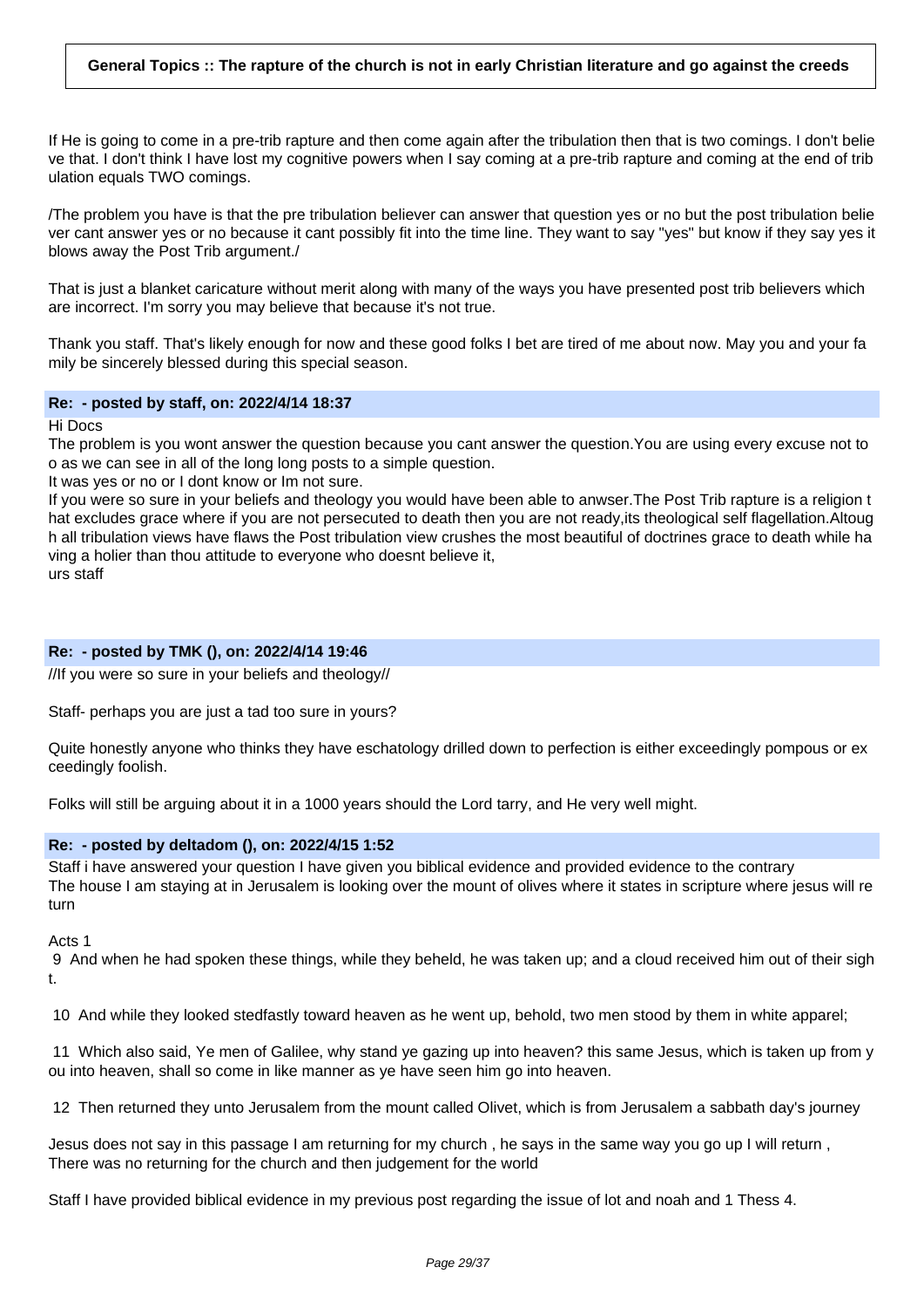**General Topics :: The rapture of the church is not in early Christian literature and go against the creeds**

If He is going to come in a pre-trib rapture and then come again after the tribulation then that is two comings. I don't believe that. I don't think I have lost my cognitive powers when I say coming at a pre-trib rapture and coming at the end of tribulation equals TWO comings.

/The problem you have is that the pre tribulation believer can answer that question yes or no but the post tribulation believer cant answer yes or no because it cant possibly fit into the time line. They want to say "yes" but know if they say yes it blows away the Post Trib argument./

That is just a blanket caricature without merit along with many of the ways you have presented post trib believers which are incorrect. I'm sorry you may believe that because it's not true.

Thank you staff. That's likely enough for now and these good folks I bet are tired of me about now. May you and your family be sincerely blessed during this special season.

**Re: - posted by staff, on: 2022/4/14 18:37**

Hi Docs
The problem is you wont answer the question because you cant answer the question.You are using every excuse not to o as we can see in all of the long long posts to a simple question.
It was yes or no or I dont know or Im not sure.
If you were so sure in your beliefs and theology you would have been able to anwser.The Post Trib rapture is a religion that excludes grace where if you are not persecuted to death then you are not ready,its theological self flagellation.Altough all tribulation views have flaws the Post tribulation view crushes the most beautiful of doctrines grace to death while having a holier than thou attitude to everyone who doesnt believe it,
urs staff

**Re: - posted by TMK (), on: 2022/4/14 19:46**

//If you were so sure in your beliefs and theology//

Staff- perhaps you are just a tad too sure in yours?

Quite honestly anyone who thinks they have eschatology drilled down to perfection is either exceedingly pompous or exceedingly foolish.

Folks will still be arguing about it in a 1000 years should the Lord tarry, and He very well might.

**Re: - posted by deltadom (), on: 2022/4/15 1:52**

Staff i have answered your question I have given you biblical evidence and provided evidence to the contrary
The house I am staying at in Jerusalem is looking over the mount of olives where it states in scripture where jesus will return

Acts 1
9 And when he had spoken these things, while they beheld, he was taken up; and a cloud received him out of their sight.

10 And while they looked stedfastly toward heaven as he went up, behold, two men stood by them in white apparel;

11 Which also said, Ye men of Galilee, why stand ye gazing up into heaven? this same Jesus, which is taken up from you into heaven, shall so come in like manner as ye have seen him go into heaven.

12 Then returned they unto Jerusalem from the mount called Olivet, which is from Jerusalem a sabbath day's journey

Jesus does not say in this passage I am returning for my church , he says in the same way you go up I will return ,
There was no returning for the church and then judgement for the world

Staff I have provided biblical evidence in my previous post regarding the issue of lot and noah and 1 Thess 4.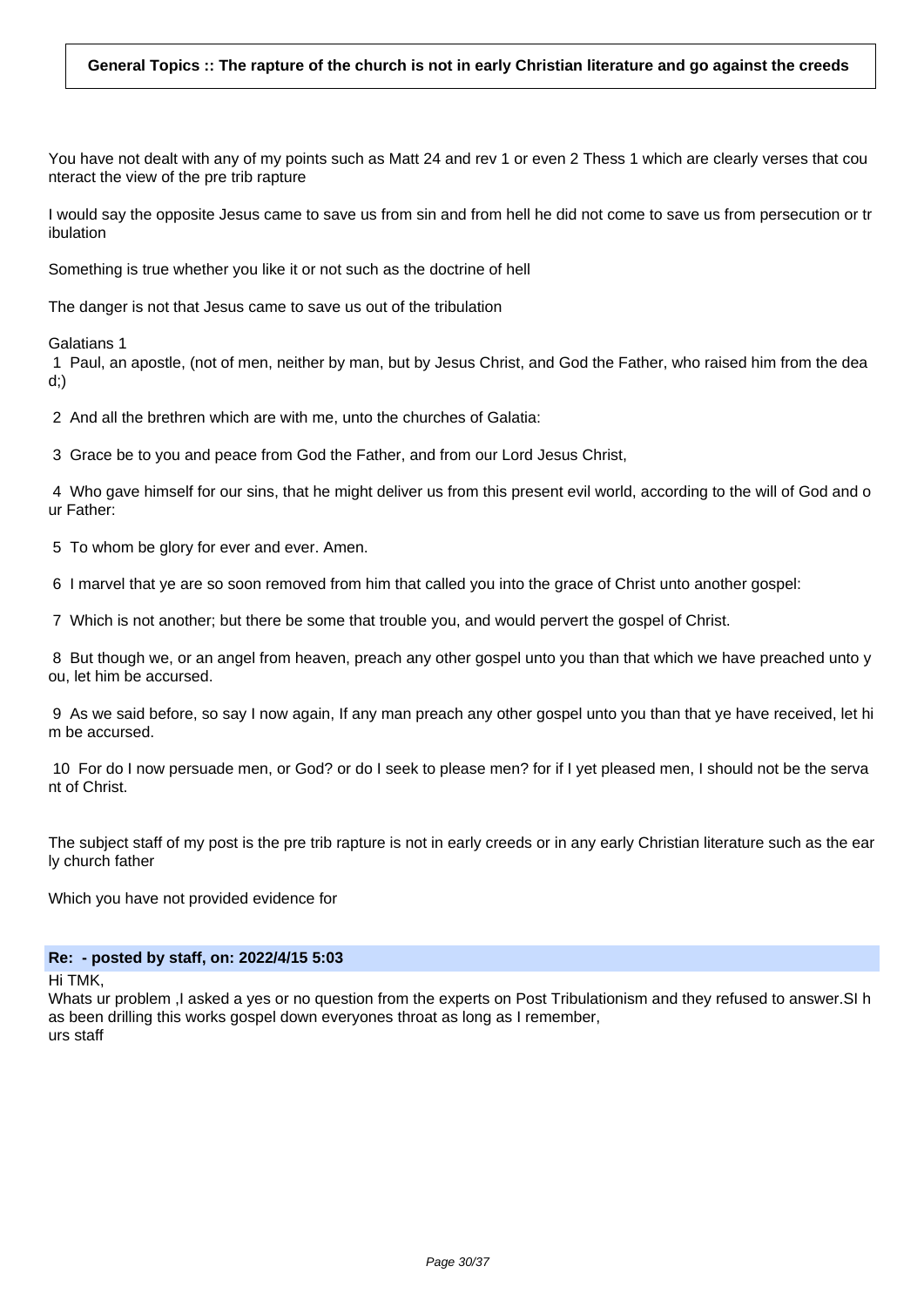**General Topics :: The rapture of the church is not in early Christian literature and go against the creeds**

You have not dealt with any of my points such as Matt 24 and rev 1 or even 2 Thess 1 which are clearly verses that counteract the view of the pre trib rapture

I would say the opposite Jesus came to save us from sin and from hell he did not come to save us from persecution or tribulation

Something is true whether you like it or not such as the doctrine of hell

The danger is not that Jesus came to save us out of the tribulation

Galatians 1

1 Paul, an apostle, (not of men, neither by man, but by Jesus Christ, and God the Father, who raised him from the dead;)

2 And all the brethren which are with me, unto the churches of Galatia:

3 Grace be to you and peace from God the Father, and from our Lord Jesus Christ,

4 Who gave himself for our sins, that he might deliver us from this present evil world, according to the will of God and our Father:

5 To whom be glory for ever and ever. Amen.

6 I marvel that ye are so soon removed from him that called you into the grace of Christ unto another gospel:

7 Which is not another; but there be some that trouble you, and would pervert the gospel of Christ.

8 But though we, or an angel from heaven, preach any other gospel unto you than that which we have preached unto you, let him be accursed.

9 As we said before, so say I now again, If any man preach any other gospel unto you than that ye have received, let him be accursed.

10 For do I now persuade men, or God? or do I seek to please men? for if I yet pleased men, I should not be the servant of Christ.

The subject staff of my post is the pre trib rapture is not in early creeds or in any early Christian literature such as the early church father

Which you have not provided evidence for

**Re: - posted by staff, on: 2022/4/15 5:03**

Hi TMK,
Whats ur problem ,I asked a yes or no question from the experts on Post Tribulationism and they refused to answer.SI has been drilling this works gospel down everyones throat as long as I remember,
urs staff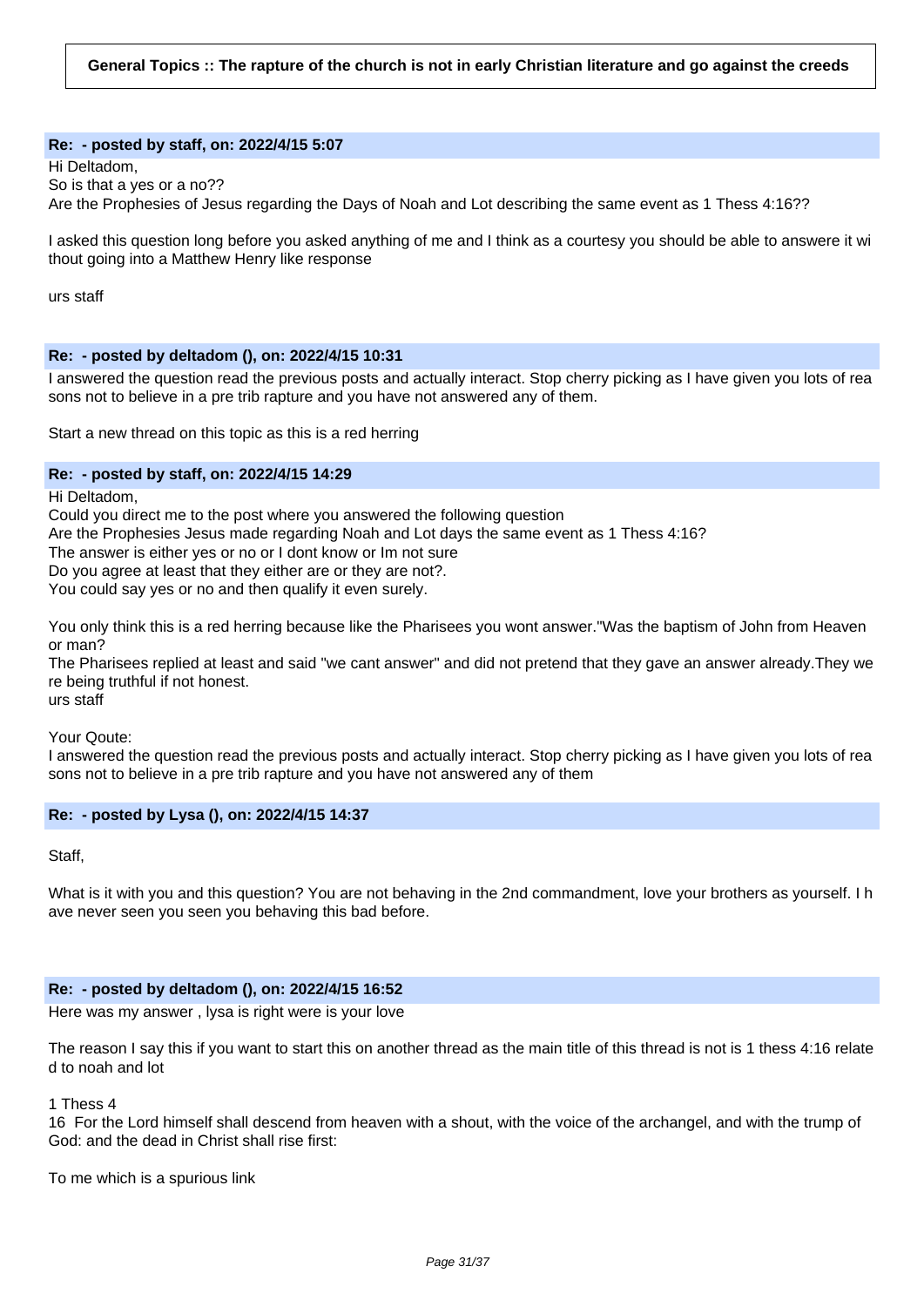**General Topics :: The rapture of the church is not in early Christian literature and go against the creeds**

**Re: - posted by staff, on: 2022/4/15 5:07**

Hi Deltadom,
So is that a yes or a no??
Are the Prophesies of Jesus regarding the Days of Noah and Lot describing the same event as 1 Thess 4:16??

I asked this question long before you asked anything of me and I think as a courtesy you should be able to answere it without going into a Matthew Henry like response

urs staff

**Re: - posted by deltadom (), on: 2022/4/15 10:31**

I answered the question read the previous posts and actually interact. Stop cherry picking as I have given you lots of reasons not to believe in a pre trib rapture and you have not answered any of them.

Start a new thread on this topic as this is a red herring

**Re: - posted by staff, on: 2022/4/15 14:29**

Hi Deltadom,
Could you direct me to the post where you answered the following question
Are the Prophesies Jesus made regarding Noah and Lot days the same event as 1 Thess 4:16?
The answer is either yes or no or I dont know or Im not sure
Do you agree at least that they either are or they are not?.
You could say yes or no and then qualify it even surely.

You only think this is a red herring because like the Pharisees you wont answer."Was the baptism of John from Heaven or man?
The Pharisees replied at least and said "we cant answer" and did not pretend that they gave an answer already.They were being truthful if not honest.
urs staff

Your Qoute:
I answered the question read the previous posts and actually interact. Stop cherry picking as I have given you lots of reasons not to believe in a pre trib rapture and you have not answered any of them

**Re: - posted by Lysa (), on: 2022/4/15 14:37**

Staff,

What is it with you and this question? You are not behaving in the 2nd commandment, love your brothers as yourself. I have never seen you seen you behaving this bad before.

**Re: - posted by deltadom (), on: 2022/4/15 16:52**

Here was my answer , lysa is right were is your love

The reason I say this if you want to start this on another thread as the main title of this thread is not is 1 thess 4:16 related to noah and lot

1 Thess 4
16 For the Lord himself shall descend from heaven with a shout, with the voice of the archangel, and with the trump of God: and the dead in Christ shall rise first:

To me which is a spurious link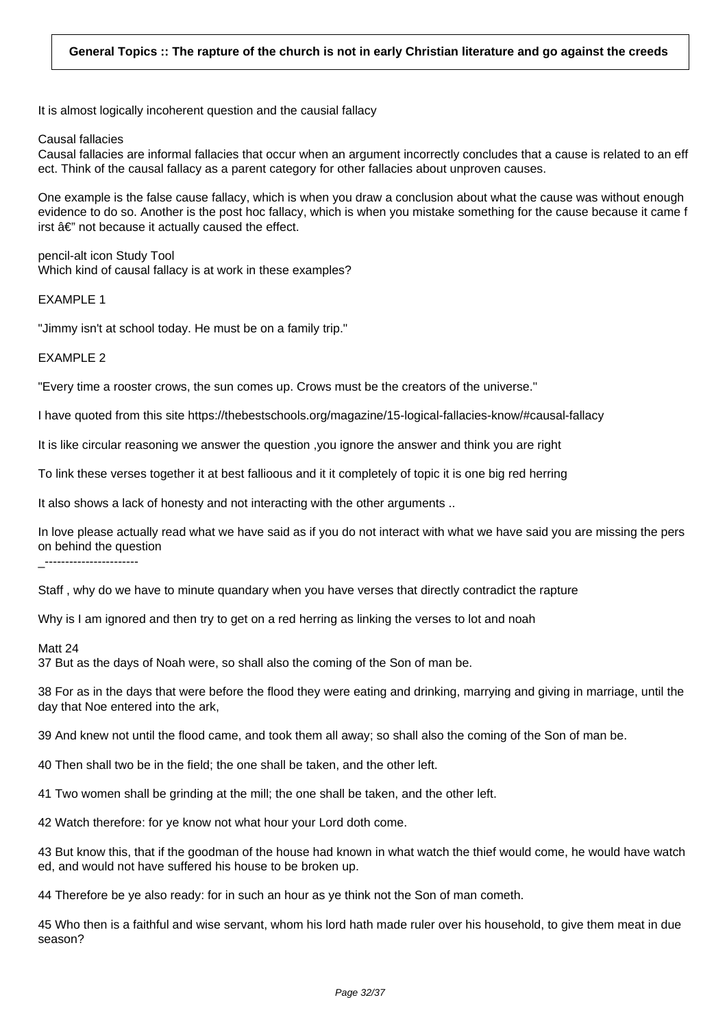**General Topics :: The rapture of the church is not in early Christian literature and go against the creeds**

It is almost logically incoherent question and the causial fallacy

Causal fallacies
Causal fallacies are informal fallacies that occur when an argument incorrectly concludes that a cause is related to an eff ect. Think of the causal fallacy as a parent category for other fallacies about unproven causes.

One example is the false cause fallacy, which is when you draw a conclusion about what the cause was without enough evidence to do so. Another is the post hoc fallacy, which is when you mistake something for the cause because it came f irst â€" not because it actually caused the effect.

pencil-alt icon Study Tool
Which kind of causal fallacy is at work in these examples?

EXAMPLE 1

"Jimmy isn't at school today. He must be on a family trip."

EXAMPLE 2

"Every time a rooster crows, the sun comes up. Crows must be the creators of the universe."

I have quoted from this site https://thebestschools.org/magazine/15-logical-fallacies-know/#causal-fallacy

It is like circular reasoning we answer the question ,you ignore the answer and think you are right

To link these verses together it at best fallioous and it it completely of topic it is one big red herring

It also shows a lack of honesty and not interacting with the other arguments ..

In love please actually read what we have said as if you do not interact with what we have said you are missing the pers on behind the question
_-----------------------

Staff , why do we have to minute quandary when you have verses that directly contradict the rapture

Why is I am ignored and then try to get on a red herring as linking the verses to lot and noah

Matt 24
37 But as the days of Noah were, so shall also the coming of the Son of man be.

38 For as in the days that were before the flood they were eating and drinking, marrying and giving in marriage, until the day that Noe entered into the ark,

39 And knew not until the flood came, and took them all away; so shall also the coming of the Son of man be.

40 Then shall two be in the field; the one shall be taken, and the other left.

41 Two women shall be grinding at the mill; the one shall be taken, and the other left.

42 Watch therefore: for ye know not what hour your Lord doth come.

43 But know this, that if the goodman of the house had known in what watch the thief would come, he would have watch ed, and would not have suffered his house to be broken up.

44 Therefore be ye also ready: for in such an hour as ye think not the Son of man cometh.

45 Who then is a faithful and wise servant, whom his lord hath made ruler over his household, to give them meat in due season?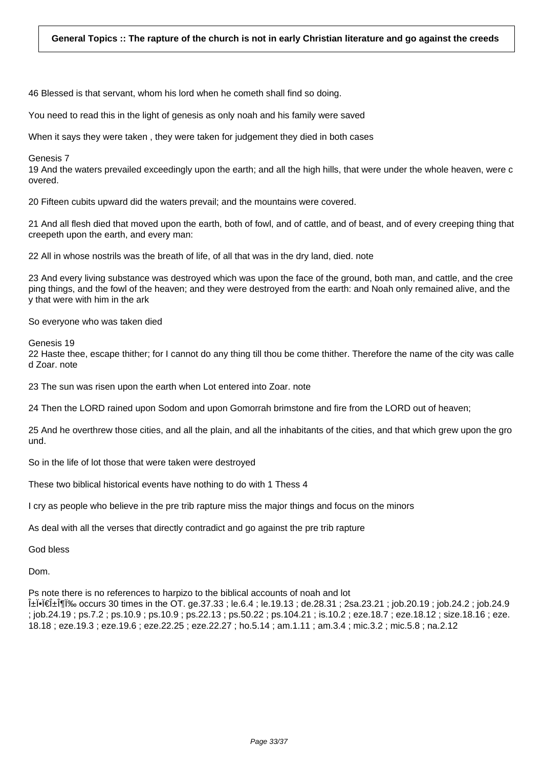46 Blessed is that servant, whom his lord when he cometh shall find so doing.

You need to read this in the light of genesis as only noah and his family were saved

When it says they were taken , they were taken for judgement they died in both cases

Genesis 7
19 And the waters prevailed exceedingly upon the earth; and all the high hills, that were under the whole heaven, were covered.

20 Fifteen cubits upward did the waters prevail; and the mountains were covered.

21 And all flesh died that moved upon the earth, both of fowl, and of cattle, and of beast, and of every creeping thing that creepeth upon the earth, and every man:

22 All in whose nostrils was the breath of life, of all that was in the dry land, died. note

23 And every living substance was destroyed which was upon the face of the ground, both man, and cattle, and the creeping things, and the fowl of the heaven; and they were destroyed from the earth: and Noah only remained alive, and they that were with him in the ark

So everyone who was taken died

Genesis 19
22 Haste thee, escape thither; for I cannot do any thing till thou be come thither. Therefore the name of the city was called Zoar. note

23 The sun was risen upon the earth when Lot entered into Zoar. note

24 Then the LORD rained upon Sodom and upon Gomorrah brimstone and fire from the LORD out of heaven;

25 And he overthrew those cities, and all the plain, and all the inhabitants of the cities, and that which grew upon the ground.

So in the life of lot those that were taken were destroyed

These two biblical historical events have nothing to do with 1 Thess 4

I cry as people who believe in the pre trib rapture miss the major things and focus on the minors

As deal with all the verses that directly contradict and go against the pre trib rapture

God bless

Dom.

Ps note there is no references to harpizo to the biblical accounts of noah and lot
Î±Ï•Ï€Î±Î¶Ï‰ occurs 30 times in the OT. ge.37.33 ; le.6.4 ; le.19.13 ; de.28.31 ; 2sa.23.21 ; job.20.19 ; job.24.2 ; job.24.9 ; job.24.19 ; ps.7.2 ; ps.10.9 ; ps.10.9 ; ps.22.13 ; ps.50.22 ; ps.104.21 ; is.10.2 ; eze.18.7 ; eze.18.12 ; size.18.16 ; eze.18.18 ; eze.19.3 ; eze.19.6 ; eze.22.25 ; eze.22.27 ; ho.5.14 ; am.1.11 ; am.3.4 ; mic.3.2 ; mic.5.8 ; na.2.12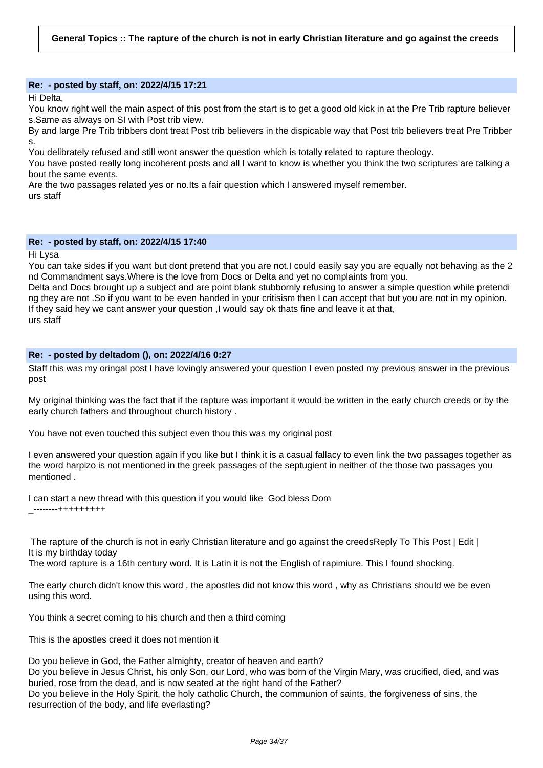**General Topics :: The rapture of the church is not in early Christian literature and go against the creeds**

**Re: - posted by staff, on: 2022/4/15 17:21**

Hi Delta,

You know right well the main aspect of this post from the start is to get a good old kick in at the Pre Trib rapture believers.Same as always on SI with Post trib view.

By and large Pre Trib tribbers dont treat Post trib believers in the dispicable way that Post trib believers treat Pre Tribbers.

You delibrately refused and still wont answer the question which is totally related to rapture theology.

You have posted really long incoherent posts and all I want to know is whether you think the two scriptures are talking about the same events.

Are the two passages related yes or no.Its a fair question which I answered myself remember.

urs staff

**Re: - posted by staff, on: 2022/4/15 17:40**

Hi Lysa

You can take sides if you want but dont pretend that you are not.I could easily say you are equally not behaving as the 2nd Commandment says.Where is the love from Docs or Delta and yet no complaints from you.

Delta and Docs brought up a subject and are point blank stubbornly refusing to answer a simple question while pretending they are not .So if you want to be even handed in your critisism then I can accept that but you are not in my opinion.

If they said hey we cant answer your question ,I would say ok thats fine and leave it at that,

urs staff

**Re: - posted by deltadom (), on: 2022/4/16 0:27**

Staff this was my oringal post I have lovingly answered your question I even posted my previous answer in the previous post

My original thinking was the fact that if the rapture was important it would be written in the early church creeds or by the early church fathers and throughout church history .

You have not even touched this subject even thou this was my original post

I even answered your question again if you like but I think it is a casual fallacy to even link the two passages together as the word harpizo is not mentioned in the greek passages of the septugient in neither of the those two passages you mentioned .

I can start a new thread with this question if you would like God bless Dom

_--------+++++++++

The rapture of the church is not in early Christian literature and go against the creedsReply To This Post | Edit |

It is my birthday today

The word rapture is a 16th century word. It is Latin it is not the English of rapimiure. This I found shocking.

The early church didn't know this word , the apostles did not know this word , why as Christians should we be even using this word.

You think a secret coming to his church and then a third coming

This is the apostles creed it does not mention it

Do you believe in God, the Father almighty, creator of heaven and earth?

Do you believe in Jesus Christ, his only Son, our Lord, who was born of the Virgin Mary, was crucified, died, and was buried, rose from the dead, and is now seated at the right hand of the Father?

Do you believe in the Holy Spirit, the holy catholic Church, the communion of saints, the forgiveness of sins, the resurrection of the body, and life everlasting?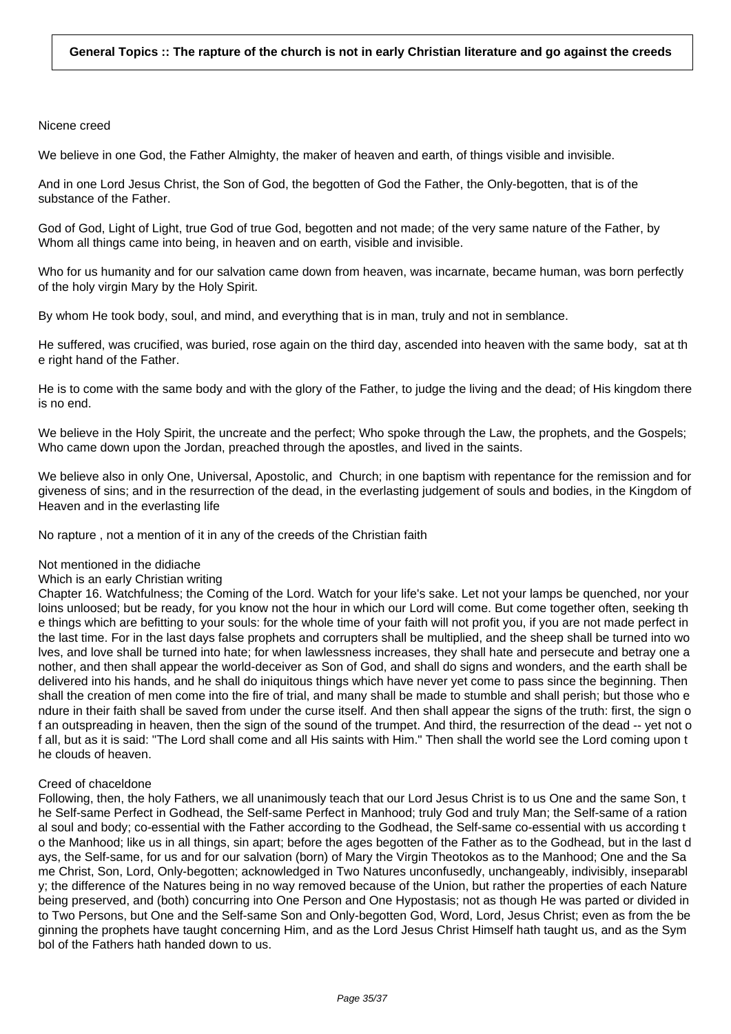**General Topics :: The rapture of the church is not in early Christian literature and go against the creeds**

Nicene creed

We believe in one God, the Father Almighty, the maker of heaven and earth, of things visible and invisible.

And in one Lord Jesus Christ, the Son of God, the begotten of God the Father, the Only-begotten, that is of the substance of the Father.

God of God, Light of Light, true God of true God, begotten and not made; of the very same nature of the Father, by Whom all things came into being, in heaven and on earth, visible and invisible.

Who for us humanity and for our salvation came down from heaven, was incarnate, became human, was born perfectly of the holy virgin Mary by the Holy Spirit.

By whom He took body, soul, and mind, and everything that is in man, truly and not in semblance.

He suffered, was crucified, was buried, rose again on the third day, ascended into heaven with the same body, sat at the right hand of the Father.

He is to come with the same body and with the glory of the Father, to judge the living and the dead; of His kingdom there is no end.

We believe in the Holy Spirit, the uncreate and the perfect; Who spoke through the Law, the prophets, and the Gospels; Who came down upon the Jordan, preached through the apostles, and lived in the saints.

We believe also in only One, Universal, Apostolic, and Church; in one baptism with repentance for the remission and forgiveness of sins; and in the resurrection of the dead, in the everlasting judgement of souls and bodies, in the Kingdom of Heaven and in the everlasting life

No rapture , not a mention of it in any of the creeds of the Christian faith

Not mentioned in the didiache
Which is an early Christian writing
Chapter 16. Watchfulness; the Coming of the Lord. Watch for your life's sake. Let not your lamps be quenched, nor your loins unloosed; but be ready, for you know not the hour in which our Lord will come. But come together often, seeking the things which are befitting to your souls: for the whole time of your faith will not profit you, if you are not made perfect in the last time. For in the last days false prophets and corrupters shall be multiplied, and the sheep shall be turned into wolves, and love shall be turned into hate; for when lawlessness increases, they shall hate and persecute and betray one another, and then shall appear the world-deceiver as Son of God, and shall do signs and wonders, and the earth shall be delivered into his hands, and he shall do iniquitous things which have never yet come to pass since the beginning. Then shall the creation of men come into the fire of trial, and many shall be made to stumble and shall perish; but those who endure in their faith shall be saved from under the curse itself. And then shall appear the signs of the truth: first, the sign of an outspreading in heaven, then the sign of the sound of the trumpet. And third, the resurrection of the dead -- yet not of all, but as it is said: "The Lord shall come and all His saints with Him." Then shall the world see the Lord coming upon the clouds of heaven.

Creed of chaceldone
Following, then, the holy Fathers, we all unanimously teach that our Lord Jesus Christ is to us One and the same Son, the Self-same Perfect in Godhead, the Self-same Perfect in Manhood; truly God and truly Man; the Self-same of a rational soul and body; co-essential with the Father according to the Godhead, the Self-same co-essential with us according to the Manhood; like us in all things, sin apart; before the ages begotten of the Father as to the Godhead, but in the last days, the Self-same, for us and for our salvation (born) of Mary the Virgin Theotokos as to the Manhood; One and the Same Christ, Son, Lord, Only-begotten; acknowledged in Two Natures unconfusedly, unchangeably, indivisibly, inseparably; the difference of the Natures being in no way removed because of the Union, but rather the properties of each Nature being preserved, and (both) concurring into One Person and One Hypostasis; not as though He was parted or divided into Two Persons, but One and the Self-same Son and Only-begotten God, Word, Lord, Jesus Christ; even as from the beginning the prophets have taught concerning Him, and as the Lord Jesus Christ Himself hath taught us, and as the Symbol of the Fathers hath handed down to us.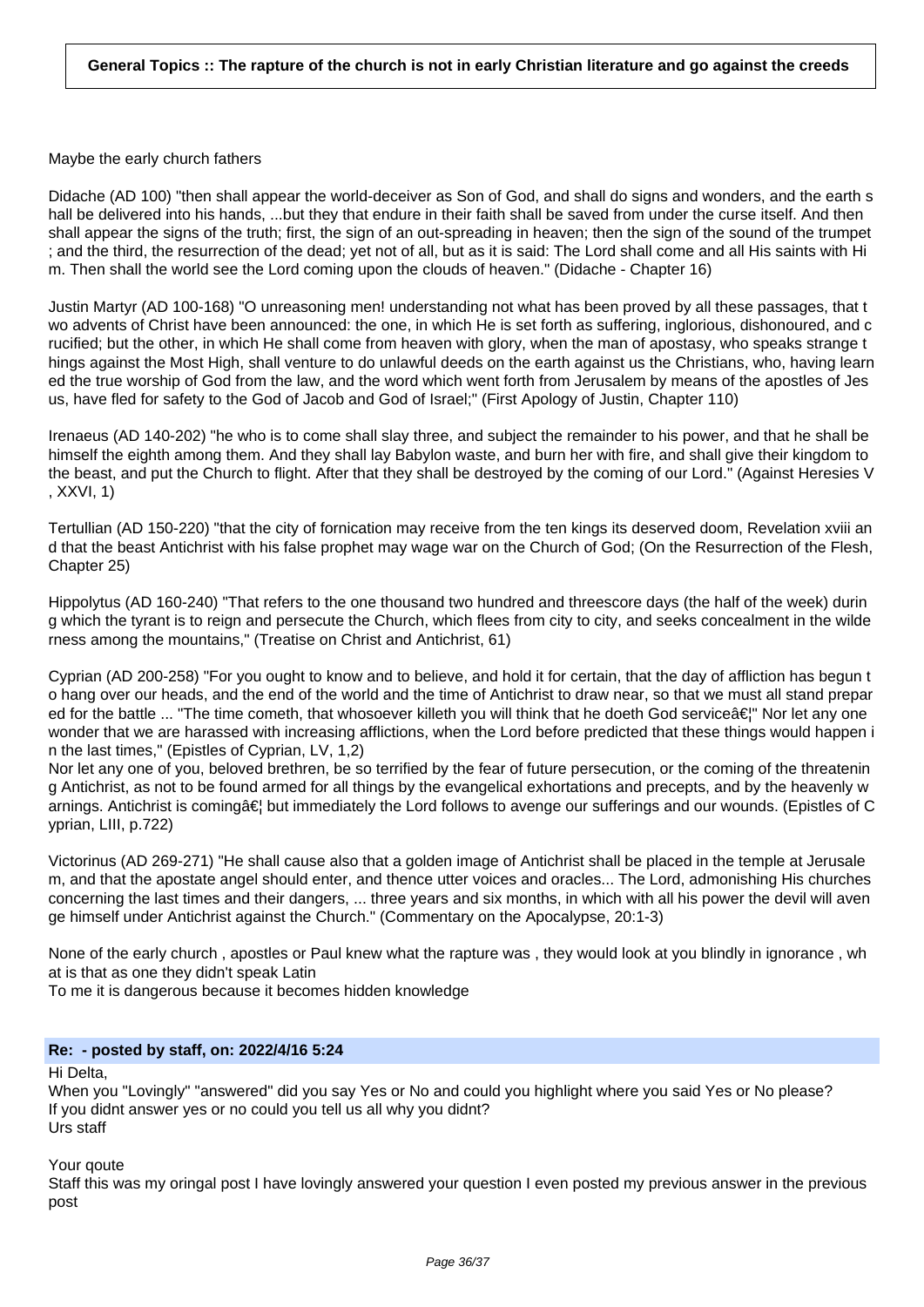**General Topics :: The rapture of the church is not in early Christian literature and go against the creeds**

Maybe the early church fathers

Didache (AD 100) "then shall appear the world-deceiver as Son of God, and shall do signs and wonders, and the earth shall be delivered into his hands, ...but they that endure in their faith shall be saved from under the curse itself. And then shall appear the signs of the truth; first, the sign of an out-spreading in heaven; then the sign of the sound of the trumpet; and the third, the resurrection of the dead; yet not of all, but as it is said: The Lord shall come and all His saints with Him. Then shall the world see the Lord coming upon the clouds of heaven." (Didache - Chapter 16)

Justin Martyr (AD 100-168) "O unreasoning men! understanding not what has been proved by all these passages, that two advents of Christ have been announced: the one, in which He is set forth as suffering, inglorious, dishonoured, and crucified; but the other, in which He shall come from heaven with glory, when the man of apostasy, who speaks strange things against the Most High, shall venture to do unlawful deeds on the earth against us the Christians, who, having learned the true worship of God from the law, and the word which went forth from Jerusalem by means of the apostles of Jesus, have fled for safety to the God of Jacob and God of Israel;" (First Apology of Justin, Chapter 110)

Irenaeus (AD 140-202) "he who is to come shall slay three, and subject the remainder to his power, and that he shall be himself the eighth among them. And they shall lay Babylon waste, and burn her with fire, and shall give their kingdom to the beast, and put the Church to flight. After that they shall be destroyed by the coming of our Lord." (Against Heresies V, XXVI, 1)

Tertullian (AD 150-220) "that the city of fornication may receive from the ten kings its deserved doom, Revelation xviii and that the beast Antichrist with his false prophet may wage war on the Church of God; (On the Resurrection of the Flesh, Chapter 25)

Hippolytus (AD 160-240) "That refers to the one thousand two hundred and threescore days (the half of the week) during which the tyrant is to reign and persecute the Church, which flees from city to city, and seeks concealment in the wilderness among the mountains," (Treatise on Christ and Antichrist, 61)

Cyprian (AD 200-258) "For you ought to know and to believe, and hold it for certain, that the day of affliction has begun to hang over our heads, and the end of the world and the time of Antichrist to draw near, so that we must all stand prepared for the battle ... "The time cometh, that whosoever killeth you will think that he doeth God serviceâ€¦" Nor let any one wonder that we are harassed with increasing afflictions, when the Lord before predicted that these things would happen in the last times," (Epistles of Cyprian, LV, 1,2)
Nor let any one of you, beloved brethren, be so terrified by the fear of future persecution, or the coming of the threatening Antichrist, as not to be found armed for all things by the evangelical exhortations and precepts, and by the heavenly warnings. Antichrist is comingâ€¦ but immediately the Lord follows to avenge our sufferings and our wounds. (Epistles of Cyprian, LIII, p.722)

Victorinus (AD 269-271) "He shall cause also that a golden image of Antichrist shall be placed in the temple at Jerusalem, and that the apostate angel should enter, and thence utter voices and oracles... The Lord, admonishing His churches concerning the last times and their dangers, ... three years and six months, in which with all his power the devil will avenge himself under Antichrist against the Church." (Commentary on the Apocalypse, 20:1-3)

None of the early church , apostles or Paul knew what the rapture was , they would look at you blindly in ignorance , what is that as one they didn't speak Latin
To me it is dangerous because it becomes hidden knowledge

**Re: - posted by staff, on: 2022/4/16 5:24**

Hi Delta,
When you "Lovingly" "answered" did you say Yes or No and could you highlight where you said Yes or No please?
If you didnt answer yes or no could you tell us all why you didnt?
Urs staff

Your qoute
Staff this was my oringal post I have lovingly answered your question I even posted my previous answer in the previous post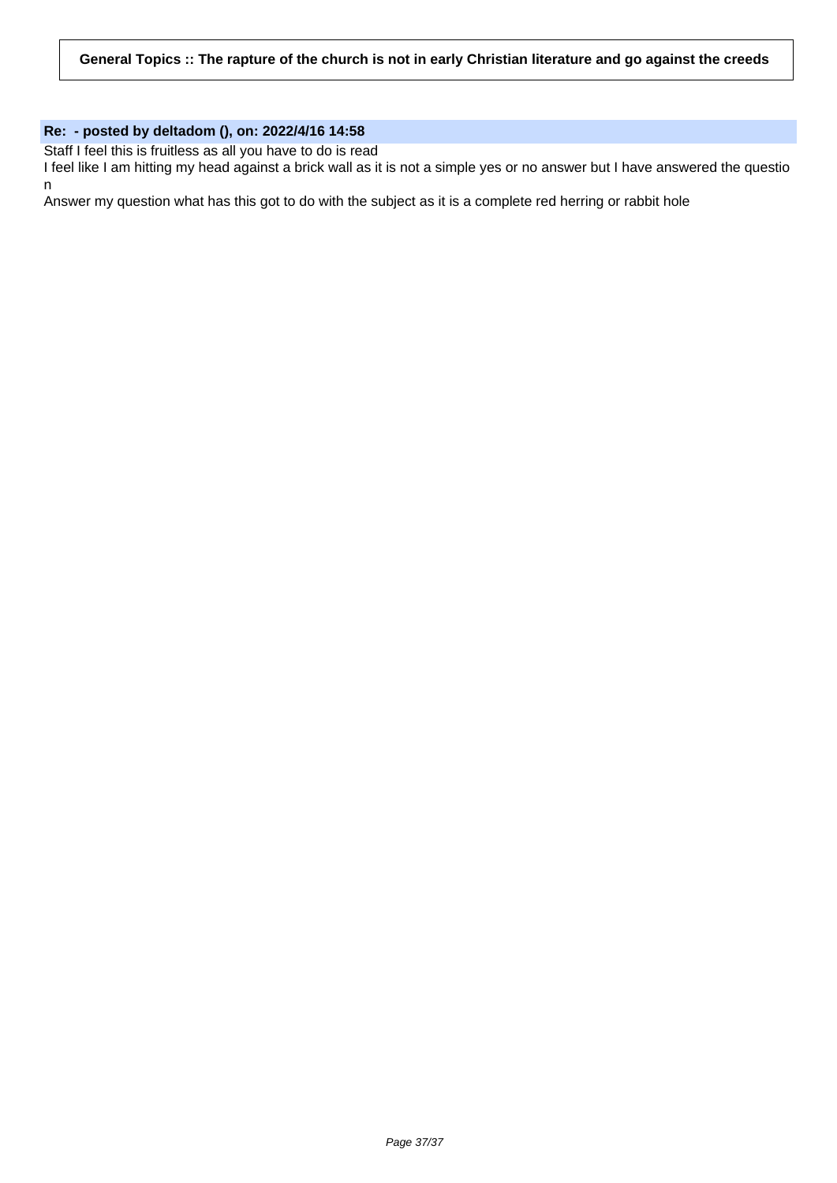**General Topics :: The rapture of the church is not in early Christian literature and go against the creeds**

**Re: - posted by deltadom (), on: 2022/4/16 14:58**

Staff I feel this is fruitless as all you have to do is read

I feel like I am hitting my head against a brick wall as it is not a simple yes or no answer but I have answered the question

Answer my question what has this got to do with the subject as it is a complete red herring or rabbit hole